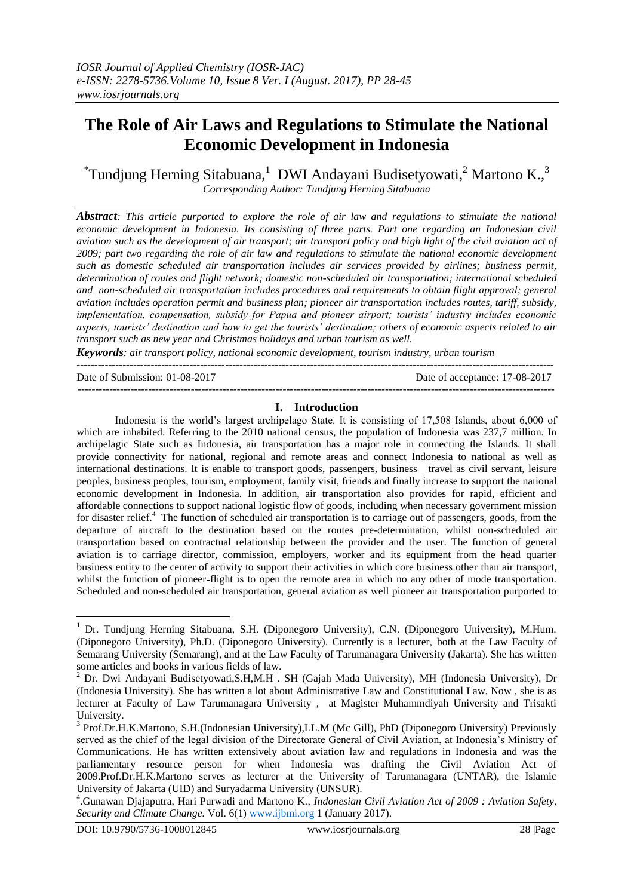*IOSR Journal of Applied Chemistry (IOSR-JAC)*
*e-ISSN: 2278-5736.Volume 10, Issue 8 Ver. I (August. 2017), PP 28-45*
*www.iosrjournals.org*

# The Role of Air Laws and Regulations to Stimulate the National Economic Development in Indonesia

*Tundjung Herning Sitabuana,[1] DWI Andayani Budisetyowati,[2] Martono K.,[3]

*Corresponding Author: Tundjung Herning Sitabuana*

***Abstract**: This article purported to explore the role of air law and regulations to stimulate the national economic development in Indonesia. Its consisting of three parts. Part one regarding an Indonesian civil aviation such as the development of air transport; air transport policy and high light of the civil aviation act of 2009; part two regarding the role of air law and regulations to stimulate the national economic development such as domestic scheduled air transportation includes air services provided by airlines; business permit, determination of routes and flight network; domestic non-scheduled air transportation; international scheduled and non-scheduled air transportation includes procedures and requirements to obtain flight approval; general aviation includes operation permit and business plan; pioneer air transportation includes routes, tariff, subsidy, implementation, compensation, subsidy for Papua and pioneer airport; tourists' industry includes economic aspects, tourists' destination and how to get the tourists' destination; others of economic aspects related to air transport such as new year and Christmas holidays and urban tourism as well.*

***Keywords**: air transport policy, national economic development, tourism industry, urban tourism*

---

Date of Submission: 01-08-2017 Date of acceptance: 17-08-2017

---

## I. Introduction

Indonesia is the world's largest archipelago State. It is consisting of 17,508 Islands, about 6,000 of which are inhabited. Referring to the 2010 national census, the population of Indonesia was 237,7 million. In archipelagic State such as Indonesia, air transportation has a major role in connecting the Islands. It shall provide connectivity for national, regional and remote areas and connect Indonesia to national as well as international destinations. It is enable to transport goods, passengers, business travel as civil servant, leisure peoples, business peoples, tourism, employment, family visit, friends and finally increase to support the national economic development in Indonesia. In addition, air transportation also provides for rapid, efficient and affordable connections to support national logistic flow of goods, including when necessary government mission for disaster relief.[4] The function of scheduled air transportation is to carriage out of passengers, goods, from the departure of aircraft to the destination based on the routes pre-determination, whilst non-scheduled air transportation based on contractual relationship between the provider and the user. The function of general aviation is to carriage director, commission, employers, worker and its equipment from the head quarter business entity to the center of activity to support their activities in which core business other than air transport, whilst the function of pioneer-flight is to open the remote area in which no any other of mode transportation. Scheduled and non-scheduled air transportation, general aviation as well pioneer air transportation purported to

---

[1] Dr. Tundjung Herning Sitabuana, S.H. (Diponegoro University), C.N. (Diponegoro University), M.Hum. (Diponegoro University), Ph.D. (Diponegoro University). Currently is a lecturer, both at the Law Faculty of Semarang University (Semarang), and at the Law Faculty of Tarumanagara University (Jakarta). She has written some articles and books in various fields of law.

[2] Dr. Dwi Andayani Budisetyowati,S.H,M.H . SH (Gajah Mada University), MH (Indonesia University), Dr (Indonesia University). She has written a lot about Administrative Law and Constitutional Law. Now , she is as lecturer at Faculty of Law Tarumanagara University , at Magister Muhammdiyah University and Trisakti University.

[3] Prof.Dr.H.K.Martono, S.H.(Indonesian University),LL.M (Mc Gill), PhD (Diponegoro University) Previously served as the chief of the legal division of the Directorate General of Civil Aviation, at Indonesia's Ministry of Communications. He has written extensively about aviation law and regulations in Indonesia and was the parliamentary resource person for when Indonesia was drafting the Civil Aviation Act of 2009.Prof.Dr.H.K.Martono serves as lecturer at the University of Tarumanagara (UNTAR), the Islamic University of Jakarta (UID) and Suryadarma University (UNSUR).

[4] .Gunawan Djajaputra, Hari Purwadi and Martono K., *Indonesian Civil Aviation Act of 2009 : Aviation Safety, Security and Climate Change.* Vol. 6(1) www.ijbmi.org 1 (January 2017).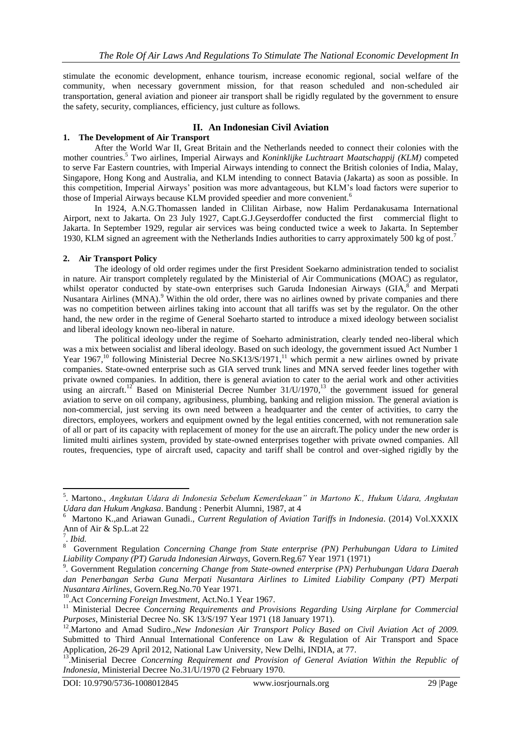stimulate the economic development, enhance tourism, increase economic regional, social welfare of the community, when necessary government mission, for that reason scheduled and non-scheduled air transportation, general aviation and pioneer air transport shall be rigidly regulated by the government to ensure the safety, security, compliances, efficiency, just culture as follows.

## II. An Indonesian Civil Aviation

### 1. The Development of Air Transport

After the World War II, Great Britain and the Netherlands needed to connect their colonies with the mother countries.[5] Two airlines, Imperial Airways and *Koninklijke Luchtraart Maatschappij (KLM)* competed to serve Far Eastern countries, with Imperial Airways intending to connect the British colonies of India, Malay, Singapore, Hong Kong and Australia, and KLM intending to connect Batavia (Jakarta) as soon as possible. In this competition, Imperial Airways' position was more advantageous, but KLM's load factors were superior to those of Imperial Airways because KLM provided speedier and more convenient.[6]

In 1924, A.N.G.Thomassen landed in Clilitan Airbase, now Halim Perdanakusama International Airport, next to Jakarta. On 23 July 1927, Capt.G.J.Geyserdoffer conducted the first commercial flight to Jakarta. In September 1929, regular air services was being conducted twice a week to Jakarta. In September 1930, KLM signed an agreement with the Netherlands Indies authorities to carry approximately 500 kg of post.[7]

### 2. Air Transport Policy

The ideology of old order regimes under the first President Soekarno administration tended to socialist in nature. Air transport completely regulated by the Ministerial of Air Communications (MOAC) as regulator, whilst operator conducted by state-own enterprises such Garuda Indonesian Airways (GIA,[8] and Merpati Nusantara Airlines (MNA).[9] Within the old order, there was no airlines owned by private companies and there was no competition between airlines taking into account that all tariffs was set by the regulator. On the other hand, the new order in the regime of General Soeharto started to introduce a mixed ideology between socialist and liberal ideology known neo-liberal in nature.

The political ideology under the regime of Soeharto administration, clearly tended neo-liberal which was a mix between socialist and liberal ideology. Based on such ideology, the government issued Act Number 1 Year 1967,[10] following Ministerial Decree No.SK13/S/1971,[11] which permit a new airlines owned by private companies. State-owned enterprise such as GIA served trunk lines and MNA served feeder lines together with private owned companies. In addition, there is general aviation to cater to the aerial work and other activities using an aircraft.[12] Based on Ministerial Decree Number 31/U/1970,[13] the government issued for general aviation to serve on oil company, agribusiness, plumbing, banking and religion mission. The general aviation is non-commercial, just serving its own need between a headquarter and the center of activities, to carry the directors, employees, workers and equipment owned by the legal entities concerned, with not remuneration sale of all or part of its capacity with replacement of money for the use an aircraft.The policy under the new order is limited multi airlines system, provided by state-owned enterprises together with private owned companies. All routes, frequencies, type of aircraft used, capacity and tariff shall be control and over-sighed rigidly by the

---

[5]. Martono., *Angkutan Udara di Indonesia Sebelum Kemerdekaan" in Martono K., Hukum Udara, Angkutan Udara dan Hukum Angkasa*. Bandung : Penerbit Alumni, 1987, at 4

[6] Martono K.,and Ariawan Gunadi., *Current Regulation of Aviation Tariffs in Indonesia*. (2014) Vol.XXXIX Ann of Air & Sp.L.at 22

[7]. *Ibid.*

[8] Government Regulation *Concerning Change from State enterprise (PN) Perhubungan Udara to Limited Liability Company (PT) Garuda Indonesian Airways,* Govern.Reg.67 Year 1971 (1971)

[9]. Government Regulation *concerning Change from State-owned enterprise (PN) Perhubungan Udara Daerah dan Penerbangan Serba Guna Merpati Nusantara Airlines to Limited Liability Company (PT) Merpati Nusantara Airlines,* Govern.Reg.No.70 Year 1971.

[10].Act *Concerning Foreign Investment*, Act.No.1 Year 1967.

[11] Ministerial Decree *Concerning Requirements and Provisions Regarding Using Airplane for Commercial Purposes,* Ministerial Decree No. SK 13/S/197 Year 1971 (18 January 1971).

[12].Martono and Amad Sudiro.,*New Indonesian Air Transport Policy Based on Civil Aviation Act of 2009.* Submitted to Third Annual International Conference on Law & Regulation of Air Transport and Space Application, 26-29 April 2012, National Law University, New Delhi, INDIA, at 77.

[13].Miniserial Decree *Concerning Requirement and Provision of General Aviation Within the Republic of Indonesia*, Ministerial Decree No.31/U/1970 (2 February 1970.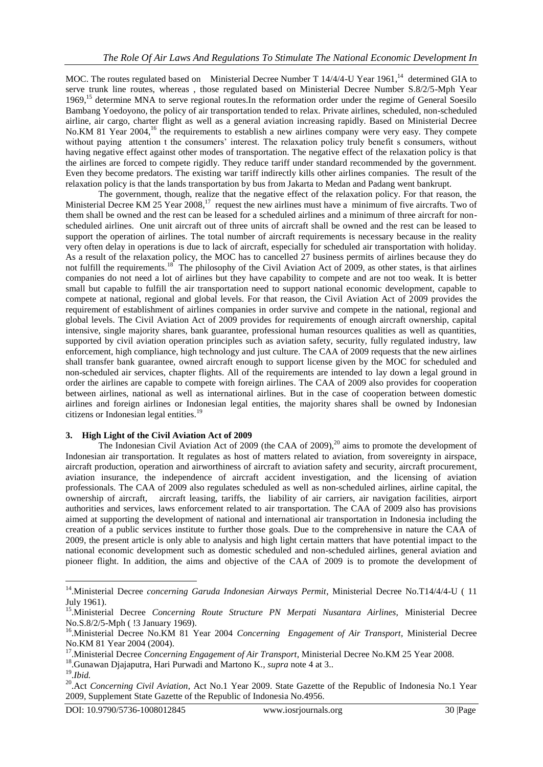MOC. The routes regulated based on Ministerial Decree Number T 14/4/4-U Year 1961,[14] determined GIA to serve trunk line routes, whereas , those regulated based on Ministerial Decree Number S.8/2/5-Mph Year 1969,[15] determine MNA to serve regional routes.In the reformation order under the regime of General Soesilo Bambang Yoedoyono, the policy of air transportation tended to relax. Private airlines, scheduled, non-scheduled airline, air cargo, charter flight as well as a general aviation increasing rapidly. Based on Ministerial Decree No.KM 81 Year 2004,[16] the requirements to establish a new airlines company were very easy. They compete without paying attention t the consumers' interest. The relaxation policy truly benefit s consumers, without having negative effect against other modes of transportation. The negative effect of the relaxation policy is that the airlines are forced to compete rigidly. They reduce tariff under standard recommended by the government. Even they become predators. The existing war tariff indirectly kills other airlines companies. The result of the relaxation policy is that the lands transportation by bus from Jakarta to Medan and Padang went bankrupt.

The government, though, realize that the negative effect of the relaxation policy. For that reason, the Ministerial Decree KM 25 Year 2008,[17] request the new airlines must have a minimum of five aircrafts. Two of them shall be owned and the rest can be leased for a scheduled airlines and a minimum of three aircraft for non-scheduled airlines. One unit aircraft out of three units of aircraft shall be owned and the rest can be leased to support the operation of airlines. The total number of aircraft requirements is necessary because in the reality very often delay in operations is due to lack of aircraft, especially for scheduled air transportation with holiday. As a result of the relaxation policy, the MOC has to cancelled 27 business permits of airlines because they do not fulfill the requirements.[18] The philosophy of the Civil Aviation Act of 2009, as other states, is that airlines companies do not need a lot of airlines but they have capability to compete and are not too weak. It is better small but capable to fulfill the air transportation need to support national economic development, capable to compete at national, regional and global levels. For that reason, the Civil Aviation Act of 2009 provides the requirement of establishment of airlines companies in order survive and compete in the national, regional and global levels. The Civil Aviation Act of 2009 provides for requirements of enough aircraft ownership, capital intensive, single majority shares, bank guarantee, professional human resources qualities as well as quantities, supported by civil aviation operation principles such as aviation safety, security, fully regulated industry, law enforcement, high compliance, high technology and just culture. The CAA of 2009 requests that the new airlines shall transfer bank guarantee, owned aircraft enough to support license given by the MOC for scheduled and non-scheduled air services, chapter flights. All of the requirements are intended to lay down a legal ground in order the airlines are capable to compete with foreign airlines. The CAA of 2009 also provides for cooperation between airlines, national as well as international airlines. But in the case of cooperation between domestic airlines and foreign airlines or Indonesian legal entities, the majority shares shall be owned by Indonesian citizens or Indonesian legal entities.[19]

### 3. High Light of the Civil Aviation Act of 2009

The Indonesian Civil Aviation Act of 2009 (the CAA of 2009),[20] aims to promote the development of Indonesian air transportation. It regulates as host of matters related to aviation, from sovereignty in airspace, aircraft production, operation and airworthiness of aircraft to aviation safety and security, aircraft procurement, aviation insurance, the independence of aircraft accident investigation, and the licensing of aviation professionals. The CAA of 2009 also regulates scheduled as well as non-scheduled airlines, airline capital, the ownership of aircraft, aircraft leasing, tariffs, the liability of air carriers, air navigation facilities, airport authorities and services, laws enforcement related to air transportation. The CAA of 2009 also has provisions aimed at supporting the development of national and international air transportation in Indonesia including the creation of a public services institute to further those goals. Due to the comprehensive in nature the CAA of 2009, the present article is only able to analysis and high light certain matters that have potential impact to the national economic development such as domestic scheduled and non-scheduled airlines, general aviation and pioneer flight. In addition, the aims and objective of the CAA of 2009 is to promote the development of

---

[14] Ministerial Decree *concerning Garuda Indonesian Airways Permit*, Ministerial Decree No.T14/4/4-U ( 11 July 1961).

[15] Ministerial Decree *Concerning Route Structure PN Merpati Nusantara Airlines*, Ministerial Decree No.S.8/2/5-Mph ( !3 January 1969).

[16] Ministerial Decree No.KM 81 Year 2004 *Concerning Engagement of Air Transport*, Ministerial Decree No.KM 81 Year 2004 (2004).

[17] Ministerial Decree *Concerning Engagement of Air Transport*, Ministerial Decree No.KM 25 Year 2008.

[18] Gunawan Djajaputra, Hari Purwadi and Martono K., *supra* note 4 at 3..

[19] *Ibid.*

[20] Act *Concerning Civil Aviation*, Act No.1 Year 2009. State Gazette of the Republic of Indonesia No.1 Year 2009, Supplement State Gazette of the Republic of Indonesia No.4956.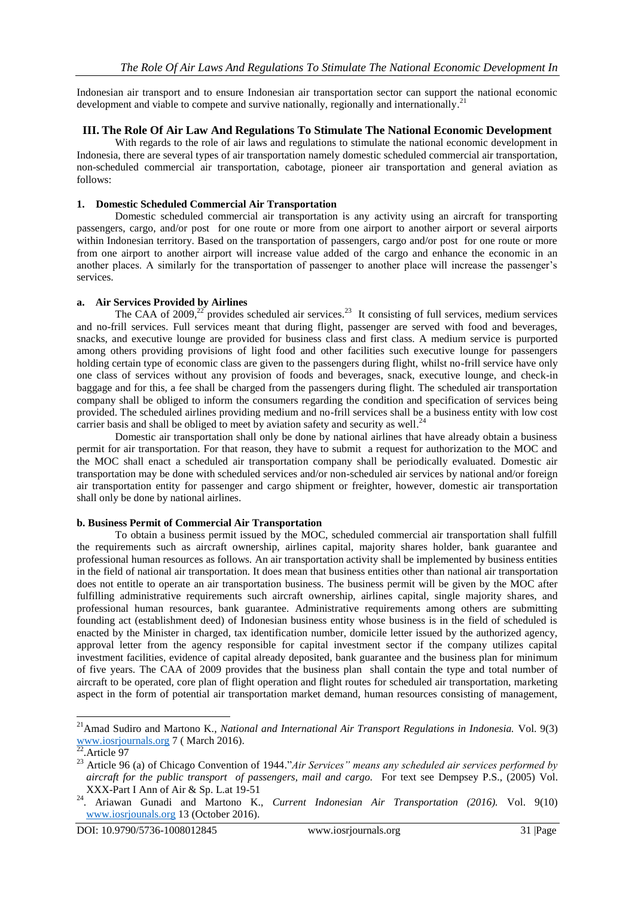Indonesian air transport and to ensure Indonesian air transportation sector can support the national economic development and viable to compete and survive nationally, regionally and internationally.[21]

## III. The Role Of Air Law And Regulations To Stimulate The National Economic Development

With regards to the role of air laws and regulations to stimulate the national economic development in Indonesia, there are several types of air transportation namely domestic scheduled commercial air transportation, non-scheduled commercial air transportation, cabotage, pioneer air transportation and general aviation as follows:

### 1. Domestic Scheduled Commercial Air Transportation

Domestic scheduled commercial air transportation is any activity using an aircraft for transporting passengers, cargo, and/or post for one route or more from one airport to another airport or several airports within Indonesian territory. Based on the transportation of passengers, cargo and/or post for one route or more from one airport to another airport will increase value added of the cargo and enhance the economic in an another places. A similarly for the transportation of passenger to another place will increase the passenger's services.

#### a. Air Services Provided by Airlines

The CAA of 2009,[22] provides scheduled air services.[23] It consisting of full services, medium services and no-frill services. Full services meant that during flight, passenger are served with food and beverages, snacks, and executive lounge are provided for business class and first class. A medium service is purported among others providing provisions of light food and other facilities such executive lounge for passengers holding certain type of economic class are given to the passengers during flight, whilst no-frill service have only one class of services without any provision of foods and beverages, snack, executive lounge, and check-in baggage and for this, a fee shall be charged from the passengers during flight. The scheduled air transportation company shall be obliged to inform the consumers regarding the condition and specification of services being provided. The scheduled airlines providing medium and no-frill services shall be a business entity with low cost carrier basis and shall be obliged to meet by aviation safety and security as well.[24]

Domestic air transportation shall only be done by national airlines that have already obtain a business permit for air transportation. For that reason, they have to submit a request for authorization to the MOC and the MOC shall enact a scheduled air transportation company shall be periodically evaluated. Domestic air transportation may be done with scheduled services and/or non-scheduled air services by national and/or foreign air transportation entity for passenger and cargo shipment or freighter, however, domestic air transportation shall only be done by national airlines.

#### b. Business Permit of Commercial Air Transportation

To obtain a business permit issued by the MOC, scheduled commercial air transportation shall fulfill the requirements such as aircraft ownership, airlines capital, majority shares holder, bank guarantee and professional human resources as follows. An air transportation activity shall be implemented by business entities in the field of national air transportation. It does mean that business entities other than national air transportation does not entitle to operate an air transportation business. The business permit will be given by the MOC after fulfilling administrative requirements such aircraft ownership, airlines capital, single majority shares, and professional human resources, bank guarantee. Administrative requirements among others are submitting founding act (establishment deed) of Indonesian business entity whose business is in the field of scheduled is enacted by the Minister in charged, tax identification number, domicile letter issued by the authorized agency, approval letter from the agency responsible for capital investment sector if the company utilizes capital investment facilities, evidence of capital already deposited, bank guarantee and the business plan for minimum of five years. The CAA of 2009 provides that the business plan shall contain the type and total number of aircraft to be operated, core plan of flight operation and flight routes for scheduled air transportation, marketing aspect in the form of potential air transportation market demand, human resources consisting of management,

---

[21] Amad Sudiro and Martono K., *National and International Air Transport Regulations in Indonesia.* Vol. 9(3) www.iosrjournals.org 7 ( March 2016).

[22] .Article 97

[23] Article 96 (a) of Chicago Convention of 1944."*Air Services" means any scheduled air services performed by aircraft for the public transport of passengers, mail and cargo.* For text see Dempsey P.S., (2005) Vol. XXX-Part I Ann of Air & Sp. L.at 19-51

[24] . Ariawan Gunadi and Martono K., *Current Indonesian Air Transportation (2016).* Vol. 9(10) www.iosrjounals.org 13 (October 2016).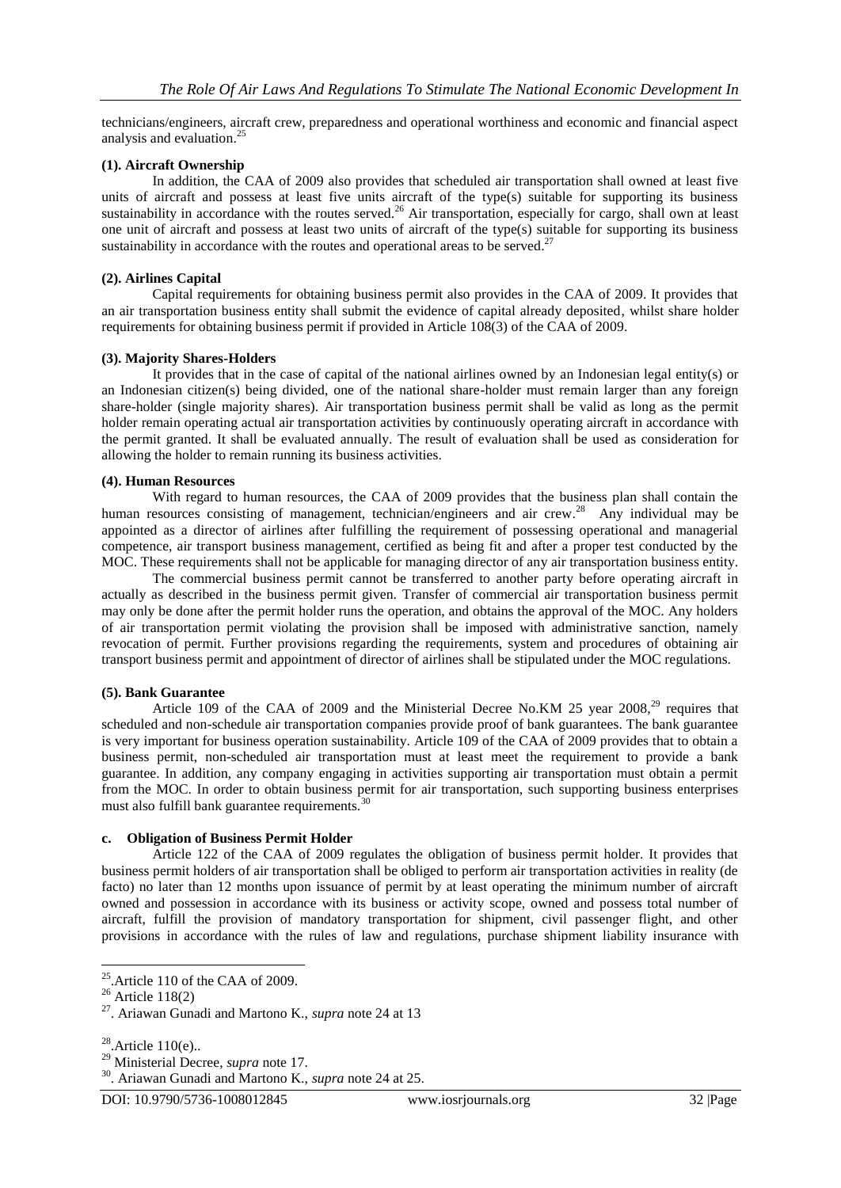technicians/engineers, aircraft crew, preparedness and operational worthiness and economic and financial aspect analysis and evaluation.[25]

**(1). Aircraft Ownership**

In addition, the CAA of 2009 also provides that scheduled air transportation shall owned at least five units of aircraft and possess at least five units aircraft of the type(s) suitable for supporting its business sustainability in accordance with the routes served.[26] Air transportation, especially for cargo, shall own at least one unit of aircraft and possess at least two units of aircraft of the type(s) suitable for supporting its business sustainability in accordance with the routes and operational areas to be served.[27]

**(2). Airlines Capital**

Capital requirements for obtaining business permit also provides in the CAA of 2009. It provides that an air transportation business entity shall submit the evidence of capital already deposited, whilst share holder requirements for obtaining business permit if provided in Article 108(3) of the CAA of 2009.

**(3). Majority Shares-Holders**

It provides that in the case of capital of the national airlines owned by an Indonesian legal entity(s) or an Indonesian citizen(s) being divided, one of the national share-holder must remain larger than any foreign share-holder (single majority shares). Air transportation business permit shall be valid as long as the permit holder remain operating actual air transportation activities by continuously operating aircraft in accordance with the permit granted. It shall be evaluated annually. The result of evaluation shall be used as consideration for allowing the holder to remain running its business activities.

**(4). Human Resources**

With regard to human resources, the CAA of 2009 provides that the business plan shall contain the human resources consisting of management, technician/engineers and air crew.[28] Any individual may be appointed as a director of airlines after fulfilling the requirement of possessing operational and managerial competence, air transport business management, certified as being fit and after a proper test conducted by the MOC. These requirements shall not be applicable for managing director of any air transportation business entity.

The commercial business permit cannot be transferred to another party before operating aircraft in actually as described in the business permit given. Transfer of commercial air transportation business permit may only be done after the permit holder runs the operation, and obtains the approval of the MOC. Any holders of air transportation permit violating the provision shall be imposed with administrative sanction, namely revocation of permit. Further provisions regarding the requirements, system and procedures of obtaining air transport business permit and appointment of director of airlines shall be stipulated under the MOC regulations.

**(5). Bank Guarantee**

Article 109 of the CAA of 2009 and the Ministerial Decree No.KM 25 year 2008,[29] requires that scheduled and non-schedule air transportation companies provide proof of bank guarantees. The bank guarantee is very important for business operation sustainability. Article 109 of the CAA of 2009 provides that to obtain a business permit, non-scheduled air transportation must at least meet the requirement to provide a bank guarantee. In addition, any company engaging in activities supporting air transportation must obtain a permit from the MOC. In order to obtain business permit for air transportation, such supporting business enterprises must also fulfill bank guarantee requirements.[30]

### c. Obligation of Business Permit Holder

Article 122 of the CAA of 2009 regulates the obligation of business permit holder. It provides that business permit holders of air transportation shall be obliged to perform air transportation activities in reality (de facto) no later than 12 months upon issuance of permit by at least operating the minimum number of aircraft owned and possession in accordance with its business or activity scope, owned and possess total number of aircraft, fulfill the provision of mandatory transportation for shipment, civil passenger flight, and other provisions in accordance with the rules of law and regulations, purchase shipment liability insurance with

---

[25]. Article 110 of the CAA of 2009.

[26] Article 118(2)

[27]. Ariawan Gunadi and Martono K., *supra* note 24 at 13

[28]. Article 110(e)..

[29] Ministerial Decree, *supra* note 17.

[30]. Ariawan Gunadi and Martono K., *supra* note 24 at 25.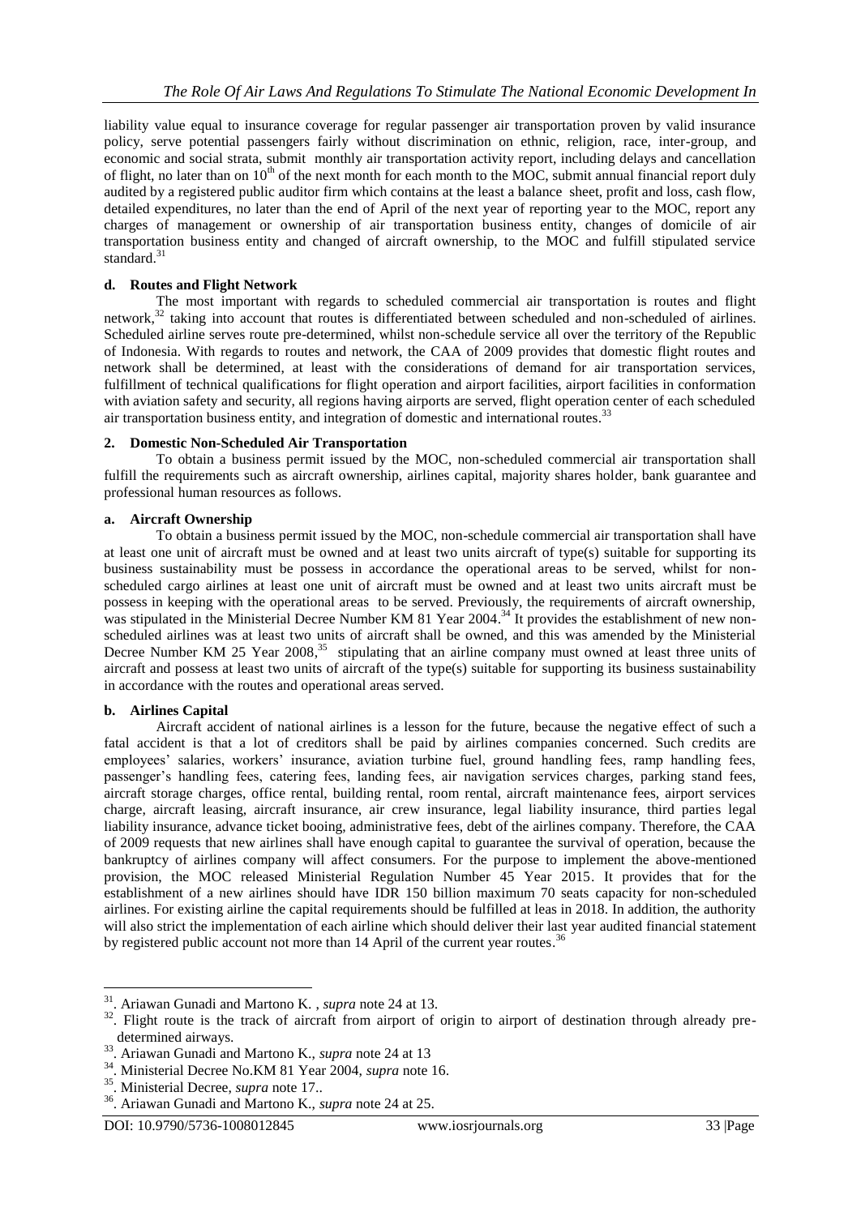liability value equal to insurance coverage for regular passenger air transportation proven by valid insurance policy, serve potential passengers fairly without discrimination on ethnic, religion, race, inter-group, and economic and social strata, submit monthly air transportation activity report, including delays and cancellation of flight, no later than on $10^{th}$ of the next month for each month to the MOC, submit annual financial report duly audited by a registered public auditor firm which contains at the least a balance sheet, profit and loss, cash flow, detailed expenditures, no later than the end of April of the next year of reporting year to the MOC, report any charges of management or ownership of air transportation business entity, changes of domicile of air transportation business entity and changed of aircraft ownership, to the MOC and fulfill stipulated service standard.[31]

#### d. Routes and Flight Network

The most important with regards to scheduled commercial air transportation is routes and flight network,[32] taking into account that routes is differentiated between scheduled and non-scheduled of airlines. Scheduled airline serves route pre-determined, whilst non-schedule service all over the territory of the Republic of Indonesia. With regards to routes and network, the CAA of 2009 provides that domestic flight routes and network shall be determined, at least with the considerations of demand for air transportation services, fulfillment of technical qualifications for flight operation and airport facilities, airport facilities in conformation with aviation safety and security, all regions having airports are served, flight operation center of each scheduled air transportation business entity, and integration of domestic and international routes.[33]

### 2. Domestic Non-Scheduled Air Transportation

To obtain a business permit issued by the MOC, non-scheduled commercial air transportation shall fulfill the requirements such as aircraft ownership, airlines capital, majority shares holder, bank guarantee and professional human resources as follows.

#### a. Aircraft Ownership

To obtain a business permit issued by the MOC, non-schedule commercial air transportation shall have at least one unit of aircraft must be owned and at least two units aircraft of type(s) suitable for supporting its business sustainability must be possess in accordance the operational areas to be served, whilst for non-scheduled cargo airlines at least one unit of aircraft must be owned and at least two units aircraft must be possess in keeping with the operational areas to be served. Previously, the requirements of aircraft ownership, was stipulated in the Ministerial Decree Number KM 81 Year 2004.[34] It provides the establishment of new non-scheduled airlines was at least two units of aircraft shall be owned, and this was amended by the Ministerial Decree Number KM 25 Year 2008,[35] stipulating that an airline company must owned at least three units of aircraft and possess at least two units of aircraft of the type(s) suitable for supporting its business sustainability in accordance with the routes and operational areas served.

#### b. Airlines Capital

Aircraft accident of national airlines is a lesson for the future, because the negative effect of such a fatal accident is that a lot of creditors shall be paid by airlines companies concerned. Such credits are employees' salaries, workers' insurance, aviation turbine fuel, ground handling fees, ramp handling fees, passenger's handling fees, catering fees, landing fees, air navigation services charges, parking stand fees, aircraft storage charges, office rental, building rental, room rental, aircraft maintenance fees, airport services charge, aircraft leasing, aircraft insurance, air crew insurance, legal liability insurance, third parties legal liability insurance, advance ticket booing, administrative fees, debt of the airlines company. Therefore, the CAA of 2009 requests that new airlines shall have enough capital to guarantee the survival of operation, because the bankruptcy of airlines company will affect consumers. For the purpose to implement the above-mentioned provision, the MOC released Ministerial Regulation Number 45 Year 2015. It provides that for the establishment of a new airlines should have IDR 150 billion maximum 70 seats capacity for non-scheduled airlines. For existing airline the capital requirements should be fulfilled at leas in 2018. In addition, the authority will also strict the implementation of each airline which should deliver their last year audited financial statement by registered public account not more than 14 April of the current year routes.[36]

---

[31]. Ariawan Gunadi and Martono K. , *supra* note 24 at 13.

[32]. Flight route is the track of aircraft from airport of origin to airport of destination through already pre-determined airways.

[33]. Ariawan Gunadi and Martono K., *supra* note 24 at 13

[34]. Ministerial Decree No.KM 81 Year 2004, *supra* note 16.

[35]. Ministerial Decree, *supra* note 17..

[36]. Ariawan Gunadi and Martono K., *supra* note 24 at 25.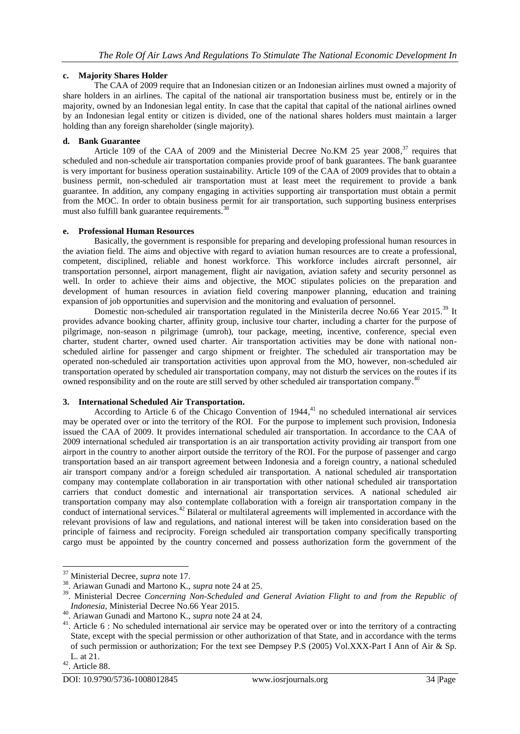### c. Majority Shares Holder

The CAA of 2009 require that an Indonesian citizen or an Indonesian airlines must owned a majority of share holders in an airlines. The capital of the national air transportation business must be, entirely or in the majority, owned by an Indonesian legal entity. In case that the capital that capital of the national airlines owned by an Indonesian legal entity or citizen is divided, one of the national shares holders must maintain a larger holding than any foreign shareholder (single majority).

### d. Bank Guarantee

Article 109 of the CAA of 2009 and the Ministerial Decree No.KM 25 year 2008,[37] requires that scheduled and non-schedule air transportation companies provide proof of bank guarantees. The bank guarantee is very important for business operation sustainability. Article 109 of the CAA of 2009 provides that to obtain a business permit, non-scheduled air transportation must at least meet the requirement to provide a bank guarantee. In addition, any company engaging in activities supporting air transportation must obtain a permit from the MOC. In order to obtain business permit for air transportation, such supporting business enterprises must also fulfill bank guarantee requirements.[38]

### e. Professional Human Resources

Basically, the government is responsible for preparing and developing professional human resources in the aviation field. The aims and objective with regard to aviation human resources are to create a professional, competent, disciplined, reliable and honest workforce. This workforce includes aircraft personnel, air transportation personnel, airport management, flight air navigation, aviation safety and security personnel as well. In order to achieve their aims and objective, the MOC stipulates policies on the preparation and development of human resources in aviation field covering manpower planning, education and training expansion of job opportunities and supervision and the monitoring and evaluation of personnel.

Domestic non-scheduled air transportation regulated in the Ministerila decree No.66 Year 2015.[39] It provides advance booking charter, affinity group, inclusive tour charter, including a charter for the purpose of pilgrimage, non-season n pilgrimage (umroh), tour package, meeting, incentive, conference, special even charter, student charter, owned used charter. Air transportation activities may be done with national non-scheduled airline for passenger and cargo shipment or freighter. The scheduled air transportation may be operated non-scheduled air transportation activities upon approval from the MO, however, non-scheduled air transportation operated by scheduled air transportation company, may not disturb the services on the routes if its owned responsibility and on the route are still served by other scheduled air transportation company.[40]

## 3. International Scheduled Air Transportation.

According to Article 6 of the Chicago Convention of 1944,[41] no scheduled international air services may be operated over or into the territory of the ROI. For the purpose to implement such provision, Indonesia issued the CAA of 2009. It provides international scheduled air transportation. In accordance to the CAA of 2009 international scheduled air transportation is an air transportation activity providing air transport from one airport in the country to another airport outside the territory of the ROI. For the purpose of passenger and cargo transportation based an air transport agreement between Indonesia and a foreign country, a national scheduled air transport company and/or a foreign scheduled air transportation. A national scheduled air transportation company may contemplate collaboration in air transportation with other national scheduled air transportation carriers that conduct domestic and international air transportation services. A national scheduled air transportation company may also contemplate collaboration with a foreign air transportation company in the conduct of international services.[42] Bilateral or multilateral agreements will implemented in accordance with the relevant provisions of law and regulations, and national interest will be taken into consideration based on the principle of fairness and reciprocity. Foreign scheduled air transportation company specifically transporting cargo must be appointed by the country concerned and possess authorization form the government of the

---

[37] Ministerial Decree, *supra* note 17.

[38]. Ariawan Gunadi and Martono K., *supra* note 24 at 25.

[39]. Ministerial Decree *Concerning Non-Scheduled and General Aviation Flight to and from the Republic of Indonesia*, Ministerial Decree No.66 Year 2015.

[40]. Ariawan Gunadi and Martono K., *supra* note 24 at 24.

[41]. Article 6 : No scheduled international air service may be operated over or into the territory of a contracting State, except with the special permission or other authorization of that State, and in accordance with the terms of such permission or authorization; For the text see Dempsey P.S (2005) Vol.XXX-Part I Ann of Air & Sp. L. at 21.

[42]. Article 88.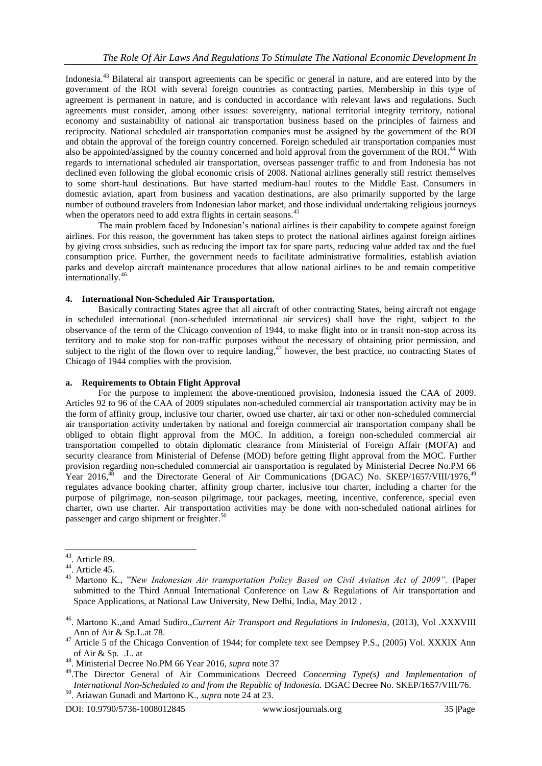Indonesia.[43] Bilateral air transport agreements can be specific or general in nature, and are entered into by the government of the ROI with several foreign countries as contracting parties. Membership in this type of agreement is permanent in nature, and is conducted in accordance with relevant laws and regulations. Such agreements must consider, among other issues: sovereignty, national territorial integrity territory, national economy and sustainability of national air transportation business based on the principles of fairness and reciprocity. National scheduled air transportation companies must be assigned by the government of the ROI and obtain the approval of the foreign country concerned. Foreign scheduled air transportation companies must also be appointed/assigned by the country concerned and hold approval from the government of the ROI.[44] With regards to international scheduled air transportation, overseas passenger traffic to and from Indonesia has not declined even following the global economic crisis of 2008. National airlines generally still restrict themselves to some short-haul destinations. But have started medium-haul routes to the Middle East. Consumers in domestic aviation, apart from business and vacation destinations, are also primarily supported by the large number of outbound travelers from Indonesian labor market, and those individual undertaking religious journeys when the operators need to add extra flights in certain seasons.[45]

The main problem faced by Indonesian's national airlines is their capability to compete against foreign airlines. For this reason, the government has taken steps to protect the national airlines against foreign airlines by giving cross subsidies, such as reducing the import tax for spare parts, reducing value added tax and the fuel consumption price. Further, the government needs to facilitate administrative formalities, establish aviation parks and develop aircraft maintenance procedures that allow national airlines to be and remain competitive internationally.[46]

### 4. International Non-Scheduled Air Transportation.

Basically contracting States agree that all aircraft of other contracting States, being aircraft not engage in scheduled international (non-scheduled international air services) shall have the right, subject to the observance of the term of the Chicago convention of 1944, to make flight into or in transit non-stop across its territory and to make stop for non-traffic purposes without the necessary of obtaining prior permission, and subject to the right of the flown over to require landing,[47] however, the best practice, no contracting States of Chicago of 1944 complies with the provision.

#### a. Requirements to Obtain Flight Approval

For the purpose to implement the above-mentioned provision, Indonesia issued the CAA of 2009. Articles 92 to 96 of the CAA of 2009 stipulates non-scheduled commercial air transportation activity may be in the form of affinity group, inclusive tour charter, owned use charter, air taxi or other non-scheduled commercial air transportation activity undertaken by national and foreign commercial air transportation company shall be obliged to obtain flight approval from the MOC. In addition, a foreign non-scheduled commercial air transportation compelled to obtain diplomatic clearance from Ministerial of Foreign Affair (MOFA) and security clearance from Ministerial of Defense (MOD) before getting flight approval from the MOC. Further provision regarding non-scheduled commercial air transportation is regulated by Ministerial Decree No.PM 66 Year 2016,[48] and the Directorate General of Air Communications (DGAC) No. SKEP/1657/VIII/1976,[49] regulates advance booking charter, affinity group charter, inclusive tour charter, including a charter for the purpose of pilgrimage, non-season pilgrimage, tour packages, meeting, incentive, conference, special even charter, own use charter. Air transportation activities may be done with non-scheduled national airlines for passenger and cargo shipment or freighter.[50]

---

[43]. Article 89.

[44]. Article 45.

[45] Martono K., "*New Indonesian Air transportation Policy Based on Civil Aviation Act of 2009".* (Paper submitted to the Third Annual International Conference on Law & Regulations of Air transportation and Space Applications, at National Law University, New Delhi, India, May 2012 .

[46]. Martono K.,and Amad Sudiro.,*Current Air Transport and Regulations in Indonesia*, (2013), Vol .XXXVIII Ann of Air & Sp.L.at 78.

[47] Article 5 of the Chicago Convention of 1944; for complete text see Dempsey P.S., (2005) Vol. XXXIX Ann of Air & Sp. .L. at

[48]. Ministerial Decree No.PM 66 Year 2016, *supra* note 37

[49].The Director General of Air Communications Decreed *Concerning Type(s) and Implementation of International Non-Scheduled to and from the Republic of Indonesia.* DGAC Decree No. SKEP/1657/VIII/76.

[50]. Ariawan Gunadi and Martono K., *supra* note 24 at 23.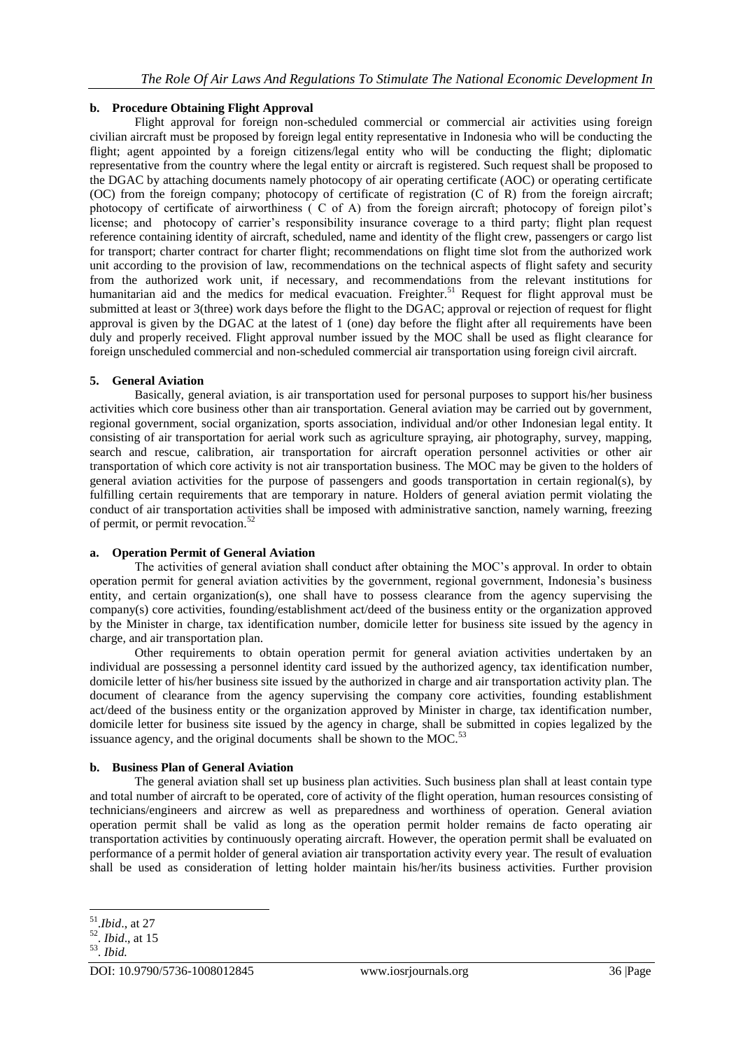**b. Procedure Obtaining Flight Approval**

Flight approval for foreign non-scheduled commercial or commercial air activities using foreign civilian aircraft must be proposed by foreign legal entity representative in Indonesia who will be conducting the flight; agent appointed by a foreign citizens/legal entity who will be conducting the flight; diplomatic representative from the country where the legal entity or aircraft is registered. Such request shall be proposed to the DGAC by attaching documents namely photocopy of air operating certificate (AOC) or operating certificate (OC) from the foreign company; photocopy of certificate of registration (C of R) from the foreign aircraft; photocopy of certificate of airworthiness ( C of A) from the foreign aircraft; photocopy of foreign pilot's license; and photocopy of carrier's responsibility insurance coverage to a third party; flight plan request reference containing identity of aircraft, scheduled, name and identity of the flight crew, passengers or cargo list for transport; charter contract for charter flight; recommendations on flight time slot from the authorized work unit according to the provision of law, recommendations on the technical aspects of flight safety and security from the authorized work unit, if necessary, and recommendations from the relevant institutions for humanitarian aid and the medics for medical evacuation. Freighter.[51] Request for flight approval must be submitted at least or 3(three) work days before the flight to the DGAC; approval or rejection of request for flight approval is given by the DGAC at the latest of 1 (one) day before the flight after all requirements have been duly and properly received. Flight approval number issued by the MOC shall be used as flight clearance for foreign unscheduled commercial and non-scheduled commercial air transportation using foreign civil aircraft.

**5. General Aviation**

Basically, general aviation, is air transportation used for personal purposes to support his/her business activities which core business other than air transportation. General aviation may be carried out by government, regional government, social organization, sports association, individual and/or other Indonesian legal entity. It consisting of air transportation for aerial work such as agriculture spraying, air photography, survey, mapping, search and rescue, calibration, air transportation for aircraft operation personnel activities or other air transportation of which core activity is not air transportation business. The MOC may be given to the holders of general aviation activities for the purpose of passengers and goods transportation in certain regional(s), by fulfilling certain requirements that are temporary in nature. Holders of general aviation permit violating the conduct of air transportation activities shall be imposed with administrative sanction, namely warning, freezing of permit, or permit revocation.[52]

**a. Operation Permit of General Aviation**

The activities of general aviation shall conduct after obtaining the MOC's approval. In order to obtain operation permit for general aviation activities by the government, regional government, Indonesia's business entity, and certain organization(s), one shall have to possess clearance from the agency supervising the company(s) core activities, founding/establishment act/deed of the business entity or the organization approved by the Minister in charge, tax identification number, domicile letter for business site issued by the agency in charge, and air transportation plan.

Other requirements to obtain operation permit for general aviation activities undertaken by an individual are possessing a personnel identity card issued by the authorized agency, tax identification number, domicile letter of his/her business site issued by the authorized in charge and air transportation activity plan. The document of clearance from the agency supervising the company core activities, founding establishment act/deed of the business entity or the organization approved by Minister in charge, tax identification number, domicile letter for business site issued by the agency in charge, shall be submitted in copies legalized by the issuance agency, and the original documents shall be shown to the MOC.[53]

**b. Business Plan of General Aviation**

The general aviation shall set up business plan activities. Such business plan shall at least contain type and total number of aircraft to be operated, core of activity of the flight operation, human resources consisting of technicians/engineers and aircrew as well as preparedness and worthiness of operation. General aviation operation permit shall be valid as long as the operation permit holder remains de facto operating air transportation activities by continuously operating aircraft. However, the operation permit shall be evaluated on performance of a permit holder of general aviation air transportation activity every year. The result of evaluation shall be used as consideration of letting holder maintain his/her/its business activities. Further provision

---

[51]. *Ibid*., at 27

[52]. *Ibid*., at 15

[53]. *Ibid.*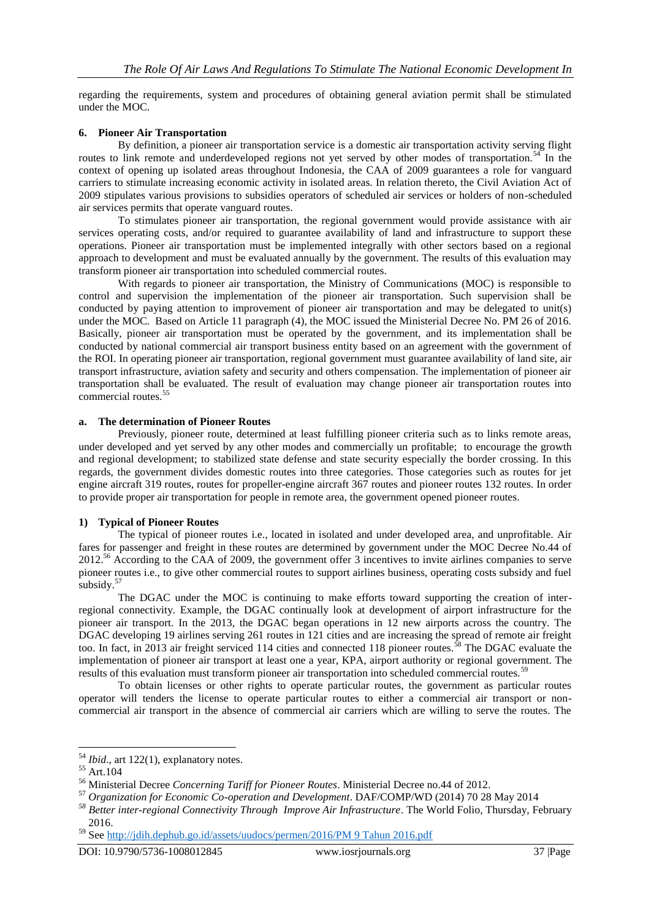regarding the requirements, system and procedures of obtaining general aviation permit shall be stimulated under the MOC.

### 6. Pioneer Air Transportation

By definition, a pioneer air transportation service is a domestic air transportation activity serving flight routes to link remote and underdeveloped regions not yet served by other modes of transportation.[54] In the context of opening up isolated areas throughout Indonesia, the CAA of 2009 guarantees a role for vanguard carriers to stimulate increasing economic activity in isolated areas. In relation thereto, the Civil Aviation Act of 2009 stipulates various provisions to subsidies operators of scheduled air services or holders of non-scheduled air services permits that operate vanguard routes.

To stimulates pioneer air transportation, the regional government would provide assistance with air services operating costs, and/or required to guarantee availability of land and infrastructure to support these operations. Pioneer air transportation must be implemented integrally with other sectors based on a regional approach to development and must be evaluated annually by the government. The results of this evaluation may transform pioneer air transportation into scheduled commercial routes.

With regards to pioneer air transportation, the Ministry of Communications (MOC) is responsible to control and supervision the implementation of the pioneer air transportation. Such supervision shall be conducted by paying attention to improvement of pioneer air transportation and may be delegated to unit(s) under the MOC. Based on Article 11 paragraph (4), the MOC issued the Ministerial Decree No. PM 26 of 2016. Basically, pioneer air transportation must be operated by the government, and its implementation shall be conducted by national commercial air transport business entity based on an agreement with the government of the ROI. In operating pioneer air transportation, regional government must guarantee availability of land site, air transport infrastructure, aviation safety and security and others compensation. The implementation of pioneer air transportation shall be evaluated. The result of evaluation may change pioneer air transportation routes into commercial routes.[55]

#### a. The determination of Pioneer Routes

Previously, pioneer route, determined at least fulfilling pioneer criteria such as to links remote areas, under developed and yet served by any other modes and commercially un profitable; to encourage the growth and regional development; to stabilized state defense and state security especially the border crossing. In this regards, the government divides domestic routes into three categories. Those categories such as routes for jet engine aircraft 319 routes, routes for propeller-engine aircraft 367 routes and pioneer routes 132 routes. In order to provide proper air transportation for people in remote area, the government opened pioneer routes.

#### 1) Typical of Pioneer Routes

The typical of pioneer routes i.e., located in isolated and under developed area, and unprofitable. Air fares for passenger and freight in these routes are determined by government under the MOC Decree No.44 of 2012.[56] According to the CAA of 2009, the government offer 3 incentives to invite airlines companies to serve pioneer routes i.e., to give other commercial routes to support airlines business, operating costs subsidy and fuel subsidy.[57]

The DGAC under the MOC is continuing to make efforts toward supporting the creation of inter-regional connectivity. Example, the DGAC continually look at development of airport infrastructure for the pioneer air transport. In the 2013, the DGAC began operations in 12 new airports across the country. The DGAC developing 19 airlines serving 261 routes in 121 cities and are increasing the spread of remote air freight too. In fact, in 2013 air freight serviced 114 cities and connected 118 pioneer routes.[58] The DGAC evaluate the implementation of pioneer air transport at least one a year, KPA, airport authority or regional government. The results of this evaluation must transform pioneer air transportation into scheduled commercial routes.[59]

To obtain licenses or other rights to operate particular routes, the government as particular routes operator will tenders the license to operate particular routes to either a commercial air transport or non-commercial air transport in the absence of commercial air carriers which are willing to serve the routes. The

---

[54] *Ibid*., art 122(1), explanatory notes.

[55] Art.104

[56] Ministerial Decree *Concerning Tariff for Pioneer Routes*. Ministerial Decree no.44 of 2012.

[57] *Organization for Economic Co-operation and Development*. DAF/COMP/WD (2014) 70 28 May 2014

[58] *Better inter-regional Connectivity Through Improve Air Infrastructure*. The World Folio, Thursday, February 2016.

[59] See http://jdih.dephub.go.id/assets/uudocs/permen/2016/PM 9 Tahun 2016.pdf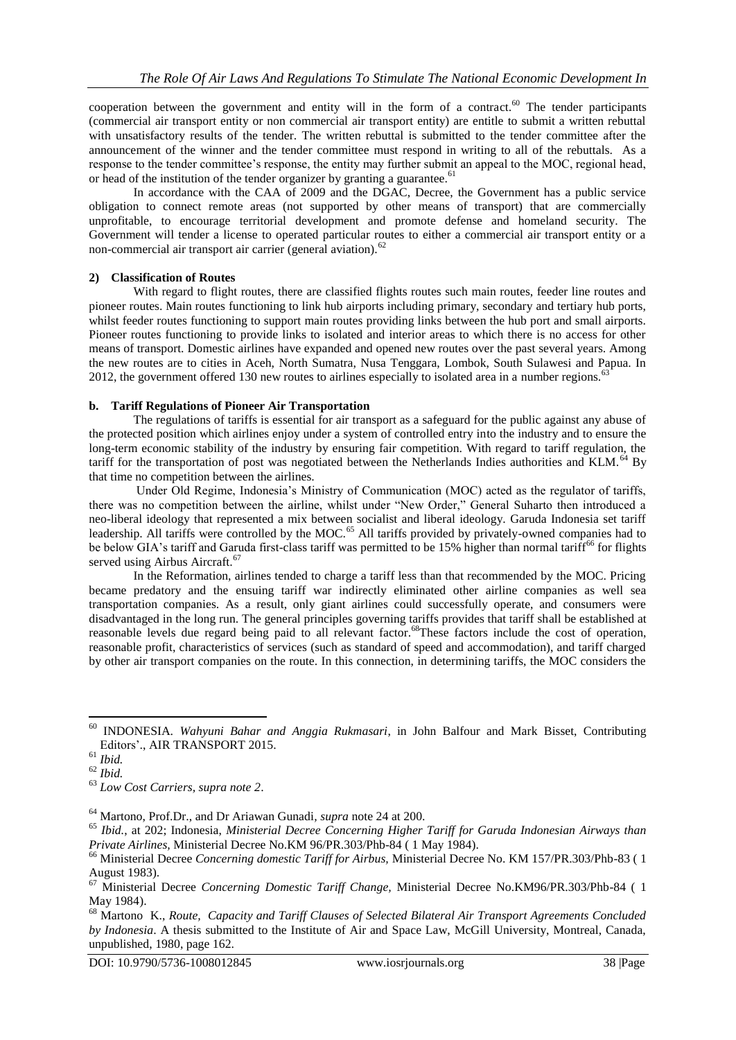cooperation between the government and entity will in the form of a contract.[60] The tender participants (commercial air transport entity or non commercial air transport entity) are entitle to submit a written rebuttal with unsatisfactory results of the tender. The written rebuttal is submitted to the tender committee after the announcement of the winner and the tender committee must respond in writing to all of the rebuttals. As a response to the tender committee's response, the entity may further submit an appeal to the MOC, regional head, or head of the institution of the tender organizer by granting a guarantee.[61]

In accordance with the CAA of 2009 and the DGAC, Decree, the Government has a public service obligation to connect remote areas (not supported by other means of transport) that are commercially unprofitable, to encourage territorial development and promote defense and homeland security. The Government will tender a license to operated particular routes to either a commercial air transport entity or a non-commercial air transport air carrier (general aviation).[62]

**2) Classification of Routes**

With regard to flight routes, there are classified flights routes such main routes, feeder line routes and pioneer routes. Main routes functioning to link hub airports including primary, secondary and tertiary hub ports, whilst feeder routes functioning to support main routes providing links between the hub port and small airports. Pioneer routes functioning to provide links to isolated and interior areas to which there is no access for other means of transport. Domestic airlines have expanded and opened new routes over the past several years. Among the new routes are to cities in Aceh, North Sumatra, Nusa Tenggara, Lombok, South Sulawesi and Papua. In 2012, the government offered 130 new routes to airlines especially to isolated area in a number regions.[63]

**b. Tariff Regulations of Pioneer Air Transportation**

The regulations of tariffs is essential for air transport as a safeguard for the public against any abuse of the protected position which airlines enjoy under a system of controlled entry into the industry and to ensure the long-term economic stability of the industry by ensuring fair competition. With regard to tariff regulation, the tariff for the transportation of post was negotiated between the Netherlands Indies authorities and KLM.[64] By that time no competition between the airlines.

Under Old Regime, Indonesia's Ministry of Communication (MOC) acted as the regulator of tariffs, there was no competition between the airline, whilst under "New Order," General Suharto then introduced a neo-liberal ideology that represented a mix between socialist and liberal ideology. Garuda Indonesia set tariff leadership. All tariffs were controlled by the MOC.[65] All tariffs provided by privately-owned companies had to be below GIA's tariff and Garuda first-class tariff was permitted to be 15% higher than normal tariff[66] for flights served using Airbus Aircraft.[67]

In the Reformation, airlines tended to charge a tariff less than that recommended by the MOC. Pricing became predatory and the ensuing tariff war indirectly eliminated other airline companies as well sea transportation companies. As a result, only giant airlines could successfully operate, and consumers were disadvantaged in the long run. The general principles governing tariffs provides that tariff shall be established at reasonable levels due regard being paid to all relevant factor.[68]These factors include the cost of operation, reasonable profit, characteristics of services (such as standard of speed and accommodation), and tariff charged by other air transport companies on the route. In this connection, in determining tariffs, the MOC considers the

---

[60] INDONESIA. *Wahyuni Bahar and Anggia Rukmasari*, in John Balfour and Mark Bisset, Contributing Editors'., AIR TRANSPORT 2015.

[61] *Ibid.*

[62] *Ibid.*

[63] *Low Cost Carriers, supra note 2*.

[64] Martono, Prof.Dr., and Dr Ariawan Gunadi, *supra* note 24 at 200.

[65] *Ibid.*, at 202; Indonesia, *Ministerial Decree Concerning Higher Tariff for Garuda Indonesian Airways than Private Airlines*, Ministerial Decree No.KM 96/PR.303/Phb-84 ( 1 May 1984).

[66] Ministerial Decree *Concerning domestic Tariff for Airbus*, Ministerial Decree No. KM 157/PR.303/Phb-83 ( 1 August 1983).

[67] Ministerial Decree *Concerning Domestic Tariff Change*, Ministerial Decree No.KM96/PR.303/Phb-84 ( 1 May 1984).

[68] Martono K., *Route, Capacity and Tariff Clauses of Selected Bilateral Air Transport Agreements Concluded by Indonesia*. A thesis submitted to the Institute of Air and Space Law, McGill University, Montreal, Canada, unpublished, 1980, page 162.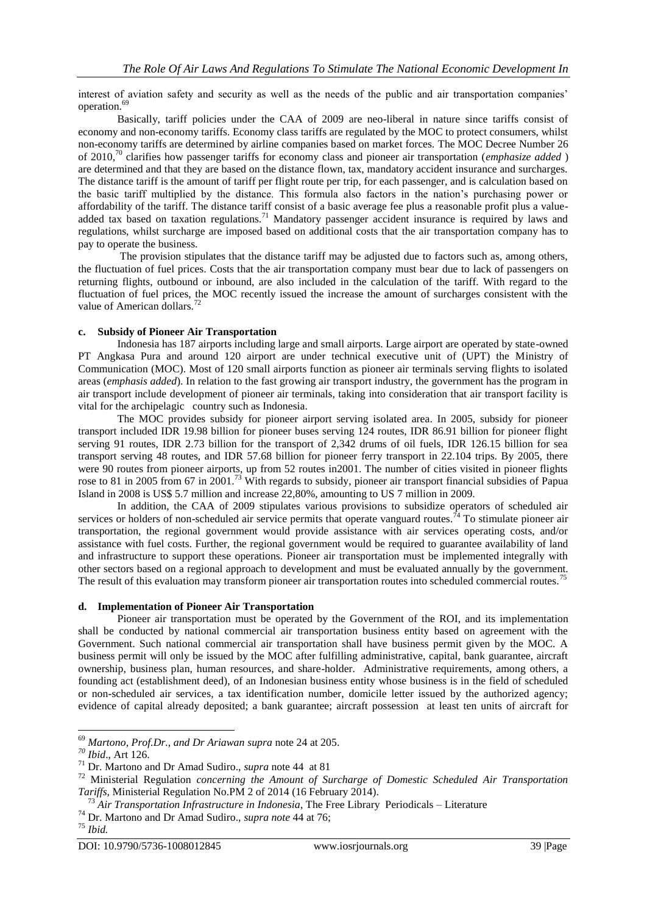interest of aviation safety and security as well as the needs of the public and air transportation companies' operation.[69]

Basically, tariff policies under the CAA of 2009 are neo-liberal in nature since tariffs consist of economy and non-economy tariffs. Economy class tariffs are regulated by the MOC to protect consumers, whilst non-economy tariffs are determined by airline companies based on market forces. The MOC Decree Number 26 of 2010,[70] clarifies how passenger tariffs for economy class and pioneer air transportation (*emphasize added* ) are determined and that they are based on the distance flown, tax, mandatory accident insurance and surcharges. The distance tariff is the amount of tariff per flight route per trip, for each passenger, and is calculation based on the basic tariff multiplied by the distance. This formula also factors in the nation's purchasing power or affordability of the tariff. The distance tariff consist of a basic average fee plus a reasonable profit plus a value-added tax based on taxation regulations.[71] Mandatory passenger accident insurance is required by laws and regulations, whilst surcharge are imposed based on additional costs that the air transportation company has to pay to operate the business.

The provision stipulates that the distance tariff may be adjusted due to factors such as, among others, the fluctuation of fuel prices. Costs that the air transportation company must bear due to lack of passengers on returning flights, outbound or inbound, are also included in the calculation of the tariff. With regard to the fluctuation of fuel prices, the MOC recently issued the increase the amount of surcharges consistent with the value of American dollars.[72]

### c. Subsidy of Pioneer Air Transportation

Indonesia has 187 airports including large and small airports. Large airport are operated by state-owned PT Angkasa Pura and around 120 airport are under technical executive unit of (UPT) the Ministry of Communication (MOC). Most of 120 small airports function as pioneer air terminals serving flights to isolated areas (*emphasis added*). In relation to the fast growing air transport industry, the government has the program in air transport include development of pioneer air terminals, taking into consideration that air transport facility is vital for the archipelagic country such as Indonesia.

The MOC provides subsidy for pioneer airport serving isolated area. In 2005, subsidy for pioneer transport included IDR 19.98 billion for pioneer buses serving 124 routes, IDR 86.91 billion for pioneer flight serving 91 routes, IDR 2.73 billion for the transport of 2,342 drums of oil fuels, IDR 126.15 billion for sea transport serving 48 routes, and IDR 57.68 billion for pioneer ferry transport in 22.104 trips. By 2005, there were 90 routes from pioneer airports, up from 52 routes in2001. The number of cities visited in pioneer flights rose to 81 in 2005 from 67 in 2001.[73] With regards to subsidy, pioneer air transport financial subsidies of Papua Island in 2008 is US$ 5.7 million and increase 22,80%, amounting to US 7 million in 2009.

In addition, the CAA of 2009 stipulates various provisions to subsidize operators of scheduled air services or holders of non-scheduled air service permits that operate vanguard routes.[74] To stimulate pioneer air transportation, the regional government would provide assistance with air services operating costs, and/or assistance with fuel costs. Further, the regional government would be required to guarantee availability of land and infrastructure to support these operations. Pioneer air transportation must be implemented integrally with other sectors based on a regional approach to development and must be evaluated annually by the government. The result of this evaluation may transform pioneer air transportation routes into scheduled commercial routes.[75]

### d. Implementation of Pioneer Air Transportation

Pioneer air transportation must be operated by the Government of the ROI, and its implementation shall be conducted by national commercial air transportation business entity based on agreement with the Government. Such national commercial air transportation shall have business permit given by the MOC. A business permit will only be issued by the MOC after fulfilling administrative, capital, bank guarantee, aircraft ownership, business plan, human resources, and share-holder. Administrative requirements, among others, a founding act (establishment deed), of an Indonesian business entity whose business is in the field of scheduled or non-scheduled air services, a tax identification number, domicile letter issued by the authorized agency; evidence of capital already deposited; a bank guarantee; aircraft possession at least ten units of aircraft for

---

[69] *Martono, Prof.Dr., and Dr Ariawan supra* note 24 at 205.

[70] *Ibid*., Art 126.

[71] Dr. Martono and Dr Amad Sudiro., *supra* note 44 at 81

[72] Ministerial Regulation *concerning the Amount of Surcharge of Domestic Scheduled Air Transportation Tariffs*, Ministerial Regulation No.PM 2 of 2014 (16 February 2014).

[73] *Air Transportation Infrastructure in Indonesia*, The Free Library Periodicals – Literature

[74] Dr. Martono and Dr Amad Sudiro., *supra note* 44 at 76;

[75] *Ibid.*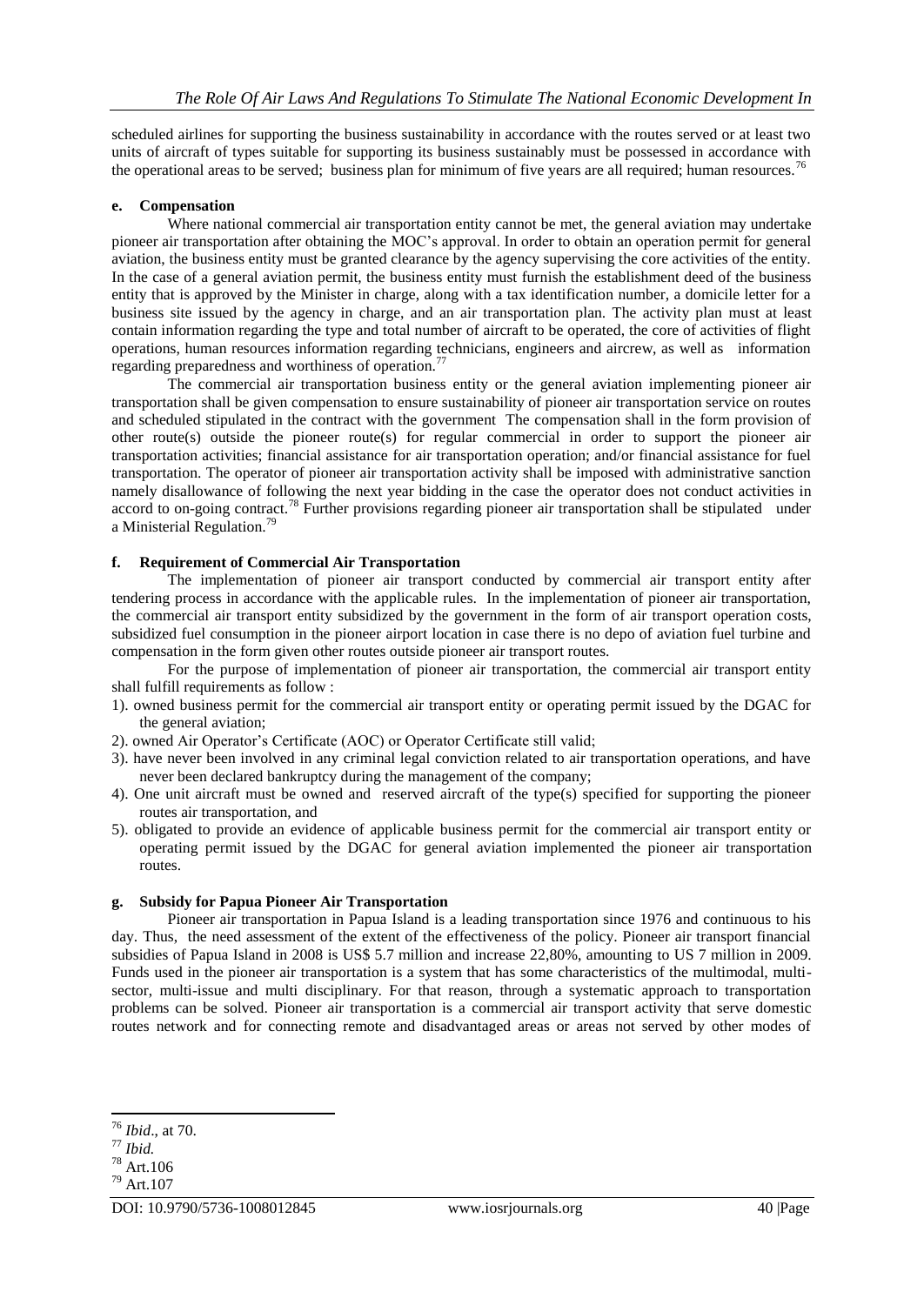scheduled airlines for supporting the business sustainability in accordance with the routes served or at least two units of aircraft of types suitable for supporting its business sustainably must be possessed in accordance with the operational areas to be served; business plan for minimum of five years are all required; human resources.[76]

**e. Compensation**

Where national commercial air transportation entity cannot be met, the general aviation may undertake pioneer air transportation after obtaining the MOC's approval. In order to obtain an operation permit for general aviation, the business entity must be granted clearance by the agency supervising the core activities of the entity. In the case of a general aviation permit, the business entity must furnish the establishment deed of the business entity that is approved by the Minister in charge, along with a tax identification number, a domicile letter for a business site issued by the agency in charge, and an air transportation plan. The activity plan must at least contain information regarding the type and total number of aircraft to be operated, the core of activities of flight operations, human resources information regarding technicians, engineers and aircrew, as well as information regarding preparedness and worthiness of operation.[77]

The commercial air transportation business entity or the general aviation implementing pioneer air transportation shall be given compensation to ensure sustainability of pioneer air transportation service on routes and scheduled stipulated in the contract with the government The compensation shall in the form provision of other route(s) outside the pioneer route(s) for regular commercial in order to support the pioneer air transportation activities; financial assistance for air transportation operation; and/or financial assistance for fuel transportation. The operator of pioneer air transportation activity shall be imposed with administrative sanction namely disallowance of following the next year bidding in the case the operator does not conduct activities in accord to on-going contract.[78] Further provisions regarding pioneer air transportation shall be stipulated under a Ministerial Regulation.[79]

**f. Requirement of Commercial Air Transportation**

The implementation of pioneer air transport conducted by commercial air transport entity after tendering process in accordance with the applicable rules. In the implementation of pioneer air transportation, the commercial air transport entity subsidized by the government in the form of air transport operation costs, subsidized fuel consumption in the pioneer airport location in case there is no depo of aviation fuel turbine and compensation in the form given other routes outside pioneer air transport routes.

For the purpose of implementation of pioneer air transportation, the commercial air transport entity shall fulfill requirements as follow :

1). owned business permit for the commercial air transport entity or operating permit issued by the DGAC for the general aviation;
2). owned Air Operator's Certificate (AOC) or Operator Certificate still valid;
3). have never been involved in any criminal legal conviction related to air transportation operations, and have never been declared bankruptcy during the management of the company;
4). One unit aircraft must be owned and reserved aircraft of the type(s) specified for supporting the pioneer routes air transportation, and
5). obligated to provide an evidence of applicable business permit for the commercial air transport entity or operating permit issued by the DGAC for general aviation implemented the pioneer air transportation routes.

**g. Subsidy for Papua Pioneer Air Transportation**

Pioneer air transportation in Papua Island is a leading transportation since 1976 and continuous to his day. Thus, the need assessment of the extent of the effectiveness of the policy. Pioneer air transport financial subsidies of Papua Island in 2008 is US$ 5.7 million and increase 22,80%, amounting to US 7 million in 2009. Funds used in the pioneer air transportation is a system that has some characteristics of the multimodal, multi-sector, multi-issue and multi disciplinary. For that reason, through a systematic approach to transportation problems can be solved. Pioneer air transportation is a commercial air transport activity that serve domestic routes network and for connecting remote and disadvantaged areas or areas not served by other modes of

---

[76] *Ibid*., at 70.
[77] *Ibid.*
[78] Art.106
[79] Art.107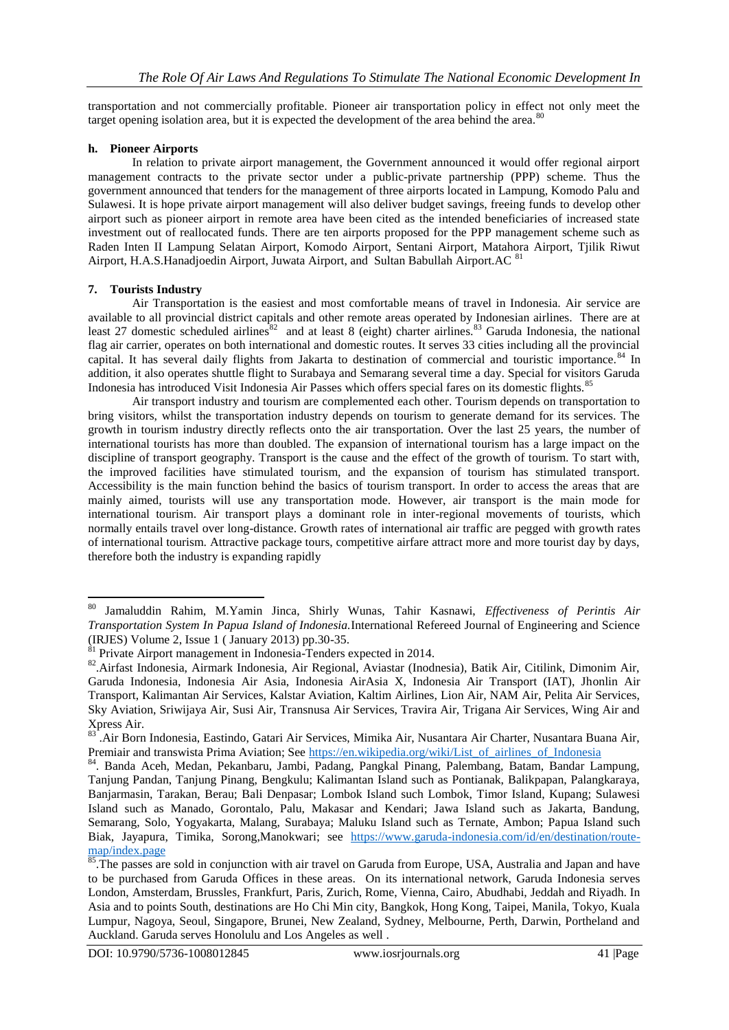transportation and not commercially profitable. Pioneer air transportation policy in effect not only meet the target opening isolation area, but it is expected the development of the area behind the area.[80]

### h. Pioneer Airports

In relation to private airport management, the Government announced it would offer regional airport management contracts to the private sector under a public-private partnership (PPP) scheme. Thus the government announced that tenders for the management of three airports located in Lampung, Komodo Palu and Sulawesi. It is hope private airport management will also deliver budget savings, freeing funds to develop other airport such as pioneer airport in remote area have been cited as the intended beneficiaries of increased state investment out of reallocated funds. There are ten airports proposed for the PPP management scheme such as Raden Inten II Lampung Selatan Airport, Komodo Airport, Sentani Airport, Matahora Airport, Tjilik Riwut Airport, H.A.S.Hanadjoedin Airport, Juwata Airport, and Sultan Babullah Airport.AC [81]

## 7. Tourists Industry

Air Transportation is the easiest and most comfortable means of travel in Indonesia. Air service are available to all provincial district capitals and other remote areas operated by Indonesian airlines. There are at least 27 domestic scheduled airlines[82] and at least 8 (eight) charter airlines.[83] Garuda Indonesia, the national flag air carrier, operates on both international and domestic routes. It serves 33 cities including all the provincial capital. It has several daily flights from Jakarta to destination of commercial and touristic importance.[84] In addition, it also operates shuttle flight to Surabaya and Semarang several time a day. Special for visitors Garuda Indonesia has introduced Visit Indonesia Air Passes which offers special fares on its domestic flights.[85]

Air transport industry and tourism are complemented each other. Tourism depends on transportation to bring visitors, whilst the transportation industry depends on tourism to generate demand for its services. The growth in tourism industry directly reflects onto the air transportation. Over the last 25 years, the number of international tourists has more than doubled. The expansion of international tourism has a large impact on the discipline of transport geography. Transport is the cause and the effect of the growth of tourism. To start with, the improved facilities have stimulated tourism, and the expansion of tourism has stimulated transport. Accessibility is the main function behind the basics of tourism transport. In order to access the areas that are mainly aimed, tourists will use any transportation mode. However, air transport is the main mode for international tourism. Air transport plays a dominant role in inter-regional movements of tourists, which normally entails travel over long-distance. Growth rates of international air traffic are pegged with growth rates of international tourism. Attractive package tours, competitive airfare attract more and more tourist day by days, therefore both the industry is expanding rapidly

---

[80] Jamaluddin Rahim, M.Yamin Jinca, Shirly Wunas, Tahir Kasnawi, *Effectiveness of Perintis Air Transportation System In Papua Island of Indonesia.*International Refereed Journal of Engineering and Science (IRJES) Volume 2, Issue 1 ( January 2013) pp.30-35.

[81] Private Airport management in Indonesia-Tenders expected in 2014.

[82].Airfast Indonesia, Airmark Indonesia, Air Regional, Aviastar (Inodnesia), Batik Air, Citilink, Dimonim Air, Garuda Indonesia, Indonesia Air Asia, Indonesia AirAsia X, Indonesia Air Transport (IAT), Jhonlin Air Transport, Kalimantan Air Services, Kalstar Aviation, Kaltim Airlines, Lion Air, NAM Air, Pelita Air Services, Sky Aviation, Sriwijaya Air, Susi Air, Transnusa Air Services, Travira Air, Trigana Air Services, Wing Air and Xpress Air.

[83] .Air Born Indonesia, Eastindo, Gatari Air Services, Mimika Air, Nusantara Air Charter, Nusantara Buana Air, Premiair and transwista Prima Aviation; See https://en.wikipedia.org/wiki/List_of_airlines_of_Indonesia

[84]. Banda Aceh, Medan, Pekanbaru, Jambi, Padang, Pangkal Pinang, Palembang, Batam, Bandar Lampung, Tanjung Pandan, Tanjung Pinang, Bengkulu; Kalimantan Island such as Pontianak, Balikpapan, Palangkaraya, Banjarmasin, Tarakan, Berau; Bali Denpasar; Lombok Island such Lombok, Timor Island, Kupang; Sulawesi Island such as Manado, Gorontalo, Palu, Makasar and Kendari; Jawa Island such as Jakarta, Bandung, Semarang, Solo, Yogyakarta, Malang, Surabaya; Maluku Island such as Ternate, Ambon; Papua Island such Biak, Jayapura, Timika, Sorong,Manokwari; see https://www.garuda-indonesia.com/id/en/destination/route-map/index.page

[85].The passes are sold in conjunction with air travel on Garuda from Europe, USA, Australia and Japan and have to be purchased from Garuda Offices in these areas. On its international network, Garuda Indonesia serves London, Amsterdam, Brussles, Frankfurt, Paris, Zurich, Rome, Vienna, Cairo, Abudhabi, Jeddah and Riyadh. In Asia and to points South, destinations are Ho Chi Min city, Bangkok, Hong Kong, Taipei, Manila, Tokyo, Kuala Lumpur, Nagoya, Seoul, Singapore, Brunei, New Zealand, Sydney, Melbourne, Perth, Darwin, Portheland and Auckland. Garuda serves Honolulu and Los Angeles as well .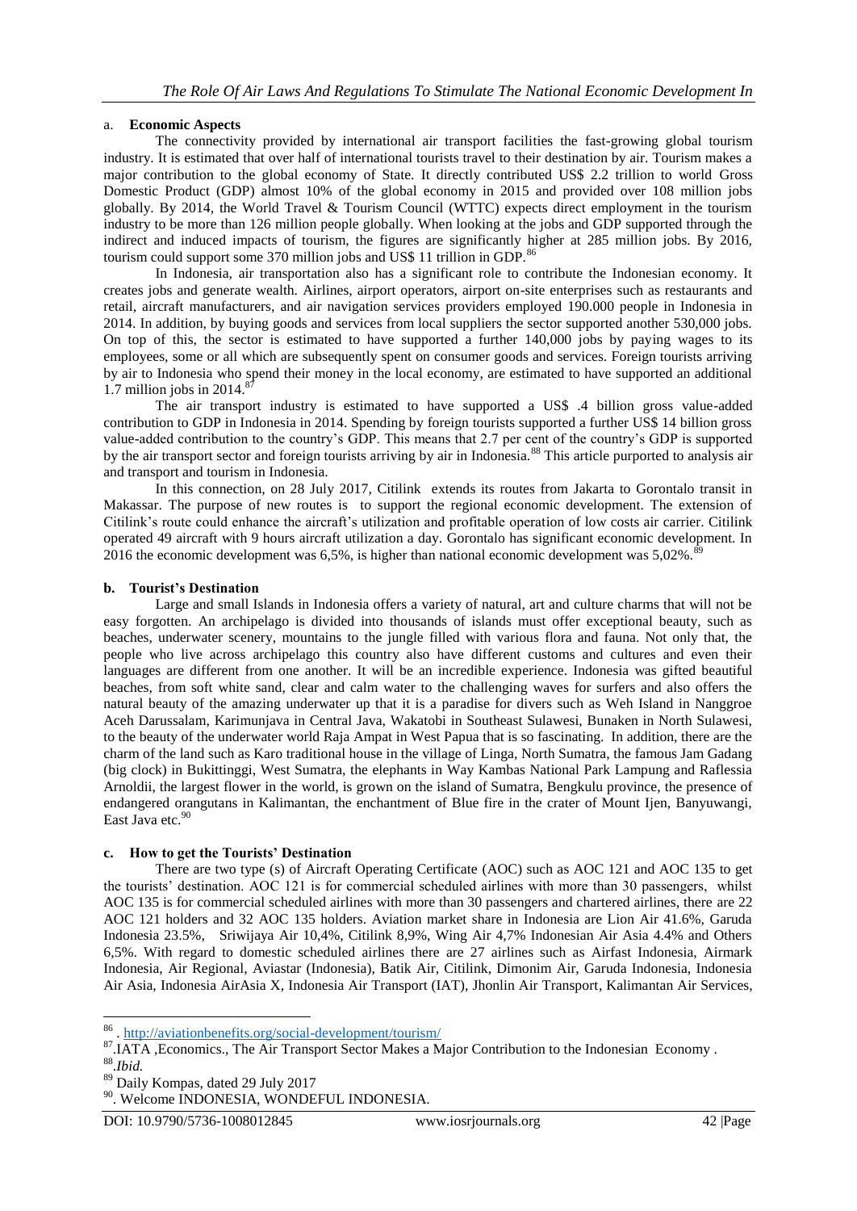### a. **Economic Aspects**

The connectivity provided by international air transport facilities the fast-growing global tourism industry. It is estimated that over half of international tourists travel to their destination by air. Tourism makes a major contribution to the global economy of State. It directly contributed US$ 2.2 trillion to world Gross Domestic Product (GDP) almost 10% of the global economy in 2015 and provided over 108 million jobs globally. By 2014, the World Travel & Tourism Council (WTTC) expects direct employment in the tourism industry to be more than 126 million people globally. When looking at the jobs and GDP supported through the indirect and induced impacts of tourism, the figures are significantly higher at 285 million jobs. By 2016, tourism could support some 370 million jobs and US$ 11 trillion in GDP.[86]

In Indonesia, air transportation also has a significant role to contribute the Indonesian economy. It creates jobs and generate wealth. Airlines, airport operators, airport on-site enterprises such as restaurants and retail, aircraft manufacturers, and air navigation services providers employed 190.000 people in Indonesia in 2014. In addition, by buying goods and services from local suppliers the sector supported another 530,000 jobs. On top of this, the sector is estimated to have supported a further 140,000 jobs by paying wages to its employees, some or all which are subsequently spent on consumer goods and services. Foreign tourists arriving by air to Indonesia who spend their money in the local economy, are estimated to have supported an additional 1.7 million jobs in 2014.[87]

The air transport industry is estimated to have supported a US$ .4 billion gross value-added contribution to GDP in Indonesia in 2014. Spending by foreign tourists supported a further US$ 14 billion gross value-added contribution to the country's GDP. This means that 2.7 per cent of the country's GDP is supported by the air transport sector and foreign tourists arriving by air in Indonesia.[88] This article purported to analysis air and transport and tourism in Indonesia.

In this connection, on 28 July 2017, Citilink extends its routes from Jakarta to Gorontalo transit in Makassar. The purpose of new routes is to support the regional economic development. The extension of Citilink's route could enhance the aircraft's utilization and profitable operation of low costs air carrier. Citilink operated 49 aircraft with 9 hours aircraft utilization a day. Gorontalo has significant economic development. In 2016 the economic development was 6,5%, is higher than national economic development was 5,02%.[89]

### b. **Tourist's Destination**

Large and small Islands in Indonesia offers a variety of natural, art and culture charms that will not be easy forgotten. An archipelago is divided into thousands of islands must offer exceptional beauty, such as beaches, underwater scenery, mountains to the jungle filled with various flora and fauna. Not only that, the people who live across archipelago this country also have different customs and cultures and even their languages are different from one another. It will be an incredible experience. Indonesia was gifted beautiful beaches, from soft white sand, clear and calm water to the challenging waves for surfers and also offers the natural beauty of the amazing underwater up that it is a paradise for divers such as Weh Island in Nanggroe Aceh Darussalam, Karimunjava in Central Java, Wakatobi in Southeast Sulawesi, Bunaken in North Sulawesi, to the beauty of the underwater world Raja Ampat in West Papua that is so fascinating. In addition, there are the charm of the land such as Karo traditional house in the village of Linga, North Sumatra, the famous Jam Gadang (big clock) in Bukittinggi, West Sumatra, the elephants in Way Kambas National Park Lampung and Raflessia Arnoldii, the largest flower in the world, is grown on the island of Sumatra, Bengkulu province, the presence of endangered orangutans in Kalimantan, the enchantment of Blue fire in the crater of Mount Ijen, Banyuwangi, East Java etc.[90]

### c. **How to get the Tourists' Destination**

There are two type (s) of Aircraft Operating Certificate (AOC) such as AOC 121 and AOC 135 to get the tourists' destination. AOC 121 is for commercial scheduled airlines with more than 30 passengers, whilst AOC 135 is for commercial scheduled airlines with more than 30 passengers and chartered airlines, there are 22 AOC 121 holders and 32 AOC 135 holders. Aviation market share in Indonesia are Lion Air 41.6%, Garuda Indonesia 23.5%, Sriwijaya Air 10,4%, Citilink 8,9%, Wing Air 4,7% Indonesian Air Asia 4.4% and Others 6,5%. With regard to domestic scheduled airlines there are 27 airlines such as Airfast Indonesia, Airmark Indonesia, Air Regional, Aviastar (Indonesia), Batik Air, Citilink, Dimonim Air, Garuda Indonesia, Indonesia Air Asia, Indonesia AirAsia X, Indonesia Air Transport (IAT), Jhonlin Air Transport, Kalimantan Air Services,

---

[86] . http://aviationbenefits.org/social-development/tourism/

[87] .IATA ,Economics., The Air Transport Sector Makes a Major Contribution to the Indonesian Economy .

[88] .*Ibid.*

[89] Daily Kompas, dated 29 July 2017

[90] . Welcome INDONESIA, WONDEFUL INDONESIA.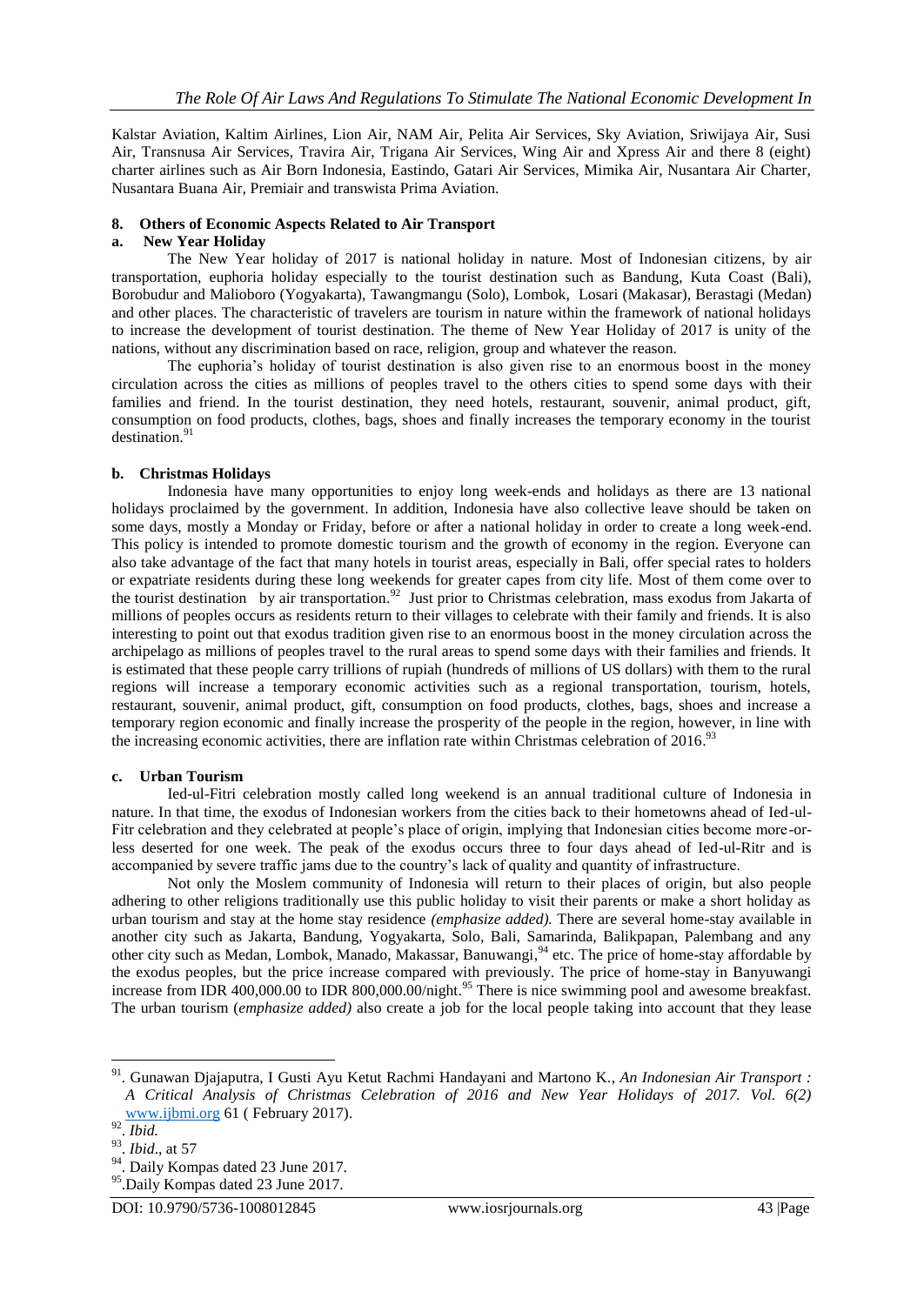Kalstar Aviation, Kaltim Airlines, Lion Air, NAM Air, Pelita Air Services, Sky Aviation, Sriwijaya Air, Susi Air, Transnusa Air Services, Travira Air, Trigana Air Services, Wing Air and Xpress Air and there 8 (eight) charter airlines such as Air Born Indonesia, Eastindo, Gatari Air Services, Mimika Air, Nusantara Air Charter, Nusantara Buana Air, Premiair and transwista Prima Aviation.

## 8. Others of Economic Aspects Related to Air Transport

### a. New Year Holiday

The New Year holiday of 2017 is national holiday in nature. Most of Indonesian citizens, by air transportation, euphoria holiday especially to the tourist destination such as Bandung, Kuta Coast (Bali), Borobudur and Malioboro (Yogyakarta), Tawangmangu (Solo), Lombok, Losari (Makasar), Berastagi (Medan) and other places. The characteristic of travelers are tourism in nature within the framework of national holidays to increase the development of tourist destination. The theme of New Year Holiday of 2017 is unity of the nations, without any discrimination based on race, religion, group and whatever the reason.

The euphoria's holiday of tourist destination is also given rise to an enormous boost in the money circulation across the cities as millions of peoples travel to the others cities to spend some days with their families and friend. In the tourist destination, they need hotels, restaurant, souvenir, animal product, gift, consumption on food products, clothes, bags, shoes and finally increases the temporary economy in the tourist destination.[91]

### b. Christmas Holidays

Indonesia have many opportunities to enjoy long week-ends and holidays as there are 13 national holidays proclaimed by the government. In addition, Indonesia have also collective leave should be taken on some days, mostly a Monday or Friday, before or after a national holiday in order to create a long week-end. This policy is intended to promote domestic tourism and the growth of economy in the region. Everyone can also take advantage of the fact that many hotels in tourist areas, especially in Bali, offer special rates to holders or expatriate residents during these long weekends for greater capes from city life. Most of them come over to the tourist destination by air transportation.[92] Just prior to Christmas celebration, mass exodus from Jakarta of millions of peoples occurs as residents return to their villages to celebrate with their family and friends. It is also interesting to point out that exodus tradition given rise to an enormous boost in the money circulation across the archipelago as millions of peoples travel to the rural areas to spend some days with their families and friends. It is estimated that these people carry trillions of rupiah (hundreds of millions of US dollars) with them to the rural regions will increase a temporary economic activities such as a regional transportation, tourism, hotels, restaurant, souvenir, animal product, gift, consumption on food products, clothes, bags, shoes and increase a temporary region economic and finally increase the prosperity of the people in the region, however, in line with the increasing economic activities, there are inflation rate within Christmas celebration of 2016.[93]

### c. Urban Tourism

Ied-ul-Fitri celebration mostly called long weekend is an annual traditional culture of Indonesia in nature. In that time, the exodus of Indonesian workers from the cities back to their hometowns ahead of Ied-ul-Fitr celebration and they celebrated at people's place of origin, implying that Indonesian cities become more-or-less deserted for one week. The peak of the exodus occurs three to four days ahead of Ied-ul-Ritr and is accompanied by severe traffic jams due to the country's lack of quality and quantity of infrastructure.

Not only the Moslem community of Indonesia will return to their places of origin, but also people adhering to other religions traditionally use this public holiday to visit their parents or make a short holiday as urban tourism and stay at the home stay residence *(emphasize added).* There are several home-stay available in another city such as Jakarta, Bandung, Yogyakarta, Solo, Bali, Samarinda, Balikpapan, Palembang and any other city such as Medan, Lombok, Manado, Makassar, Banuwangi,[94] etc. The price of home-stay affordable by the exodus peoples, but the price increase compared with previously. The price of home-stay in Banyuwangi increase from IDR 400,000.00 to IDR 800,000.00/night.[95] There is nice swimming pool and awesome breakfast. The urban tourism (*emphasize added)* also create a job for the local people taking into account that they lease

---

[91]. Gunawan Djajaputra, I Gusti Ayu Ketut Rachmi Handayani and Martono K., *An Indonesian Air Transport : A Critical Analysis of Christmas Celebration of 2016 and New Year Holidays of 2017. Vol. 6(2)* www.ijbmi.org 61 ( February 2017).

[92]. *Ibid.*

[93]. *Ibid*., at 57

[94]. Daily Kompas dated 23 June 2017.

[95]. Daily Kompas dated 23 June 2017.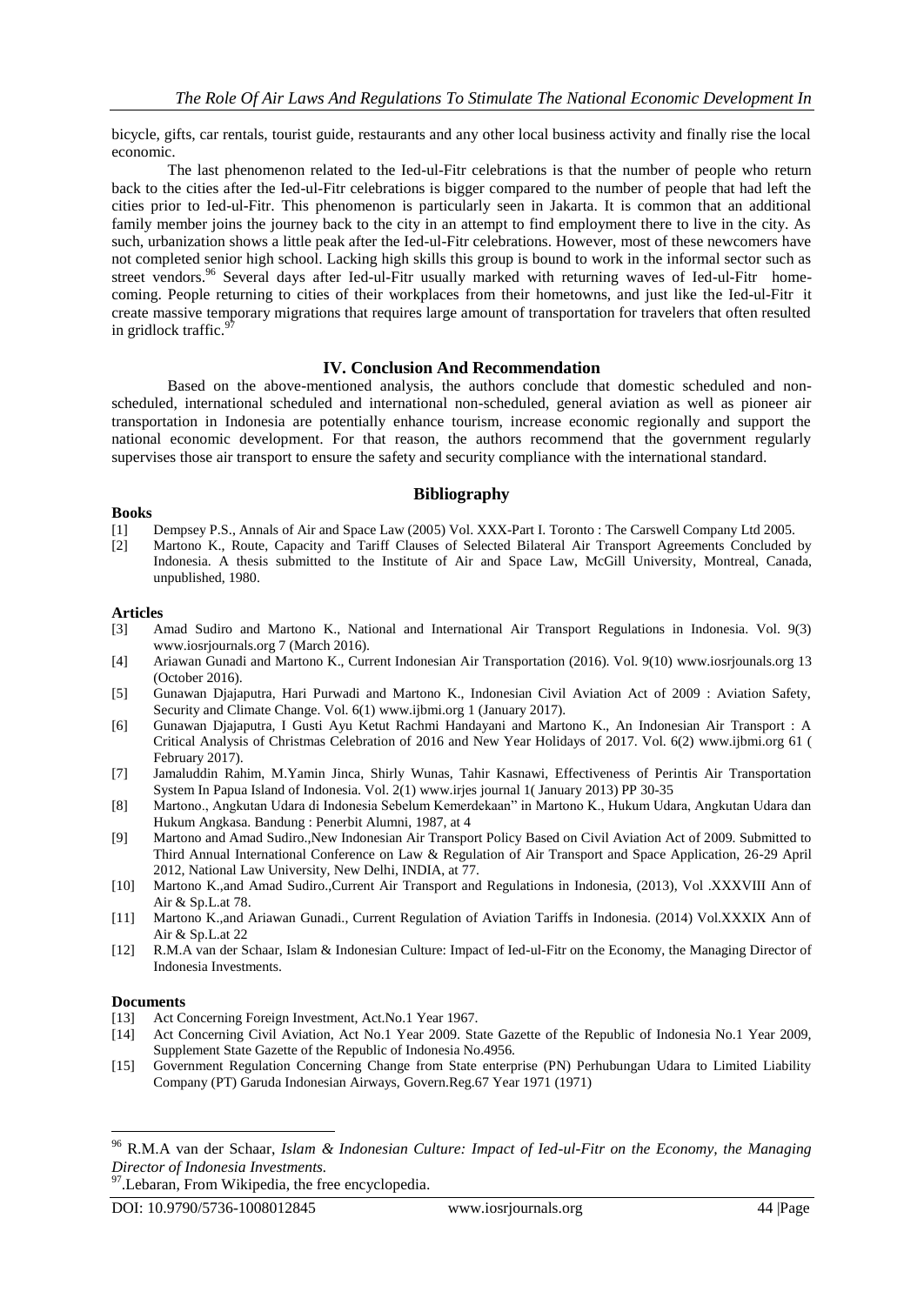bicycle, gifts, car rentals, tourist guide, restaurants and any other local business activity and finally rise the local economic.

The last phenomenon related to the Ied-ul-Fitr celebrations is that the number of people who return back to the cities after the Ied-ul-Fitr celebrations is bigger compared to the number of people that had left the cities prior to Ied-ul-Fitr. This phenomenon is particularly seen in Jakarta. It is common that an additional family member joins the journey back to the city in an attempt to find employment there to live in the city. As such, urbanization shows a little peak after the Ied-ul-Fitr celebrations. However, most of these newcomers have not completed senior high school. Lacking high skills this group is bound to work in the informal sector such as street vendors.[96] Several days after Ied-ul-Fitr usually marked with returning waves of Ied-ul-Fitr home-coming. People returning to cities of their workplaces from their hometowns, and just like the Ied-ul-Fitr it create massive temporary migrations that requires large amount of transportation for travelers that often resulted in gridlock traffic.[97]

## IV. Conclusion And Recommendation

Based on the above-mentioned analysis, the authors conclude that domestic scheduled and non-scheduled, international scheduled and international non-scheduled, general aviation as well as pioneer air transportation in Indonesia are potentially enhance tourism, increase economic regionally and support the national economic development. For that reason, the authors recommend that the government regularly supervises those air transport to ensure the safety and security compliance with the international standard.

## Bibliography

### Books

[1] Dempsey P.S., Annals of Air and Space Law (2005) Vol. XXX-Part I. Toronto : The Carswell Company Ltd 2005.

[2] Martono K., Route, Capacity and Tariff Clauses of Selected Bilateral Air Transport Agreements Concluded by Indonesia. A thesis submitted to the Institute of Air and Space Law, McGill University, Montreal, Canada, unpublished, 1980.

### Articles

[3] Amad Sudiro and Martono K., National and International Air Transport Regulations in Indonesia. Vol. 9(3) www.iosrjournals.org 7 (March 2016).

[4] Ariawan Gunadi and Martono K., Current Indonesian Air Transportation (2016). Vol. 9(10) www.iosrjounals.org 13 (October 2016).

[5] Gunawan Djajaputra, Hari Purwadi and Martono K., Indonesian Civil Aviation Act of 2009 : Aviation Safety, Security and Climate Change. Vol. 6(1) www.ijbmi.org 1 (January 2017).

[6] Gunawan Djajaputra, I Gusti Ayu Ketut Rachmi Handayani and Martono K., An Indonesian Air Transport : A Critical Analysis of Christmas Celebration of 2016 and New Year Holidays of 2017. Vol. 6(2) www.ijbmi.org 61 ( February 2017).

[7] Jamaluddin Rahim, M.Yamin Jinca, Shirly Wunas, Tahir Kasnawi, Effectiveness of Perintis Air Transportation System In Papua Island of Indonesia. Vol. 2(1) www.irjes journal 1( January 2013) PP 30-35

[8] Martono., Angkutan Udara di Indonesia Sebelum Kemerdekaan" in Martono K., Hukum Udara, Angkutan Udara dan Hukum Angkasa. Bandung : Penerbit Alumni, 1987, at 4

[9] Martono and Amad Sudiro.,New Indonesian Air Transport Policy Based on Civil Aviation Act of 2009. Submitted to Third Annual International Conference on Law & Regulation of Air Transport and Space Application, 26-29 April 2012, National Law University, New Delhi, INDIA, at 77.

[10] Martono K.,and Amad Sudiro.,Current Air Transport and Regulations in Indonesia, (2013), Vol .XXXVIII Ann of Air & Sp.L.at 78.

[11] Martono K.,and Ariawan Gunadi., Current Regulation of Aviation Tariffs in Indonesia. (2014) Vol.XXXIX Ann of Air & Sp.L.at 22

[12] R.M.A van der Schaar, Islam & Indonesian Culture: Impact of Ied-ul-Fitr on the Economy, the Managing Director of Indonesia Investments.

### Documents

[13] Act Concerning Foreign Investment, Act.No.1 Year 1967.

[14] Act Concerning Civil Aviation, Act No.1 Year 2009. State Gazette of the Republic of Indonesia No.1 Year 2009, Supplement State Gazette of the Republic of Indonesia No.4956.

[15] Government Regulation Concerning Change from State enterprise (PN) Perhubungan Udara to Limited Liability Company (PT) Garuda Indonesian Airways, Govern.Reg.67 Year 1971 (1971)

---

[96] R.M.A van der Schaar, *Islam & Indonesian Culture: Impact of Ied-ul-Fitr on the Economy, the Managing Director of Indonesia Investments.*

[97].Lebaran, From Wikipedia, the free encyclopedia.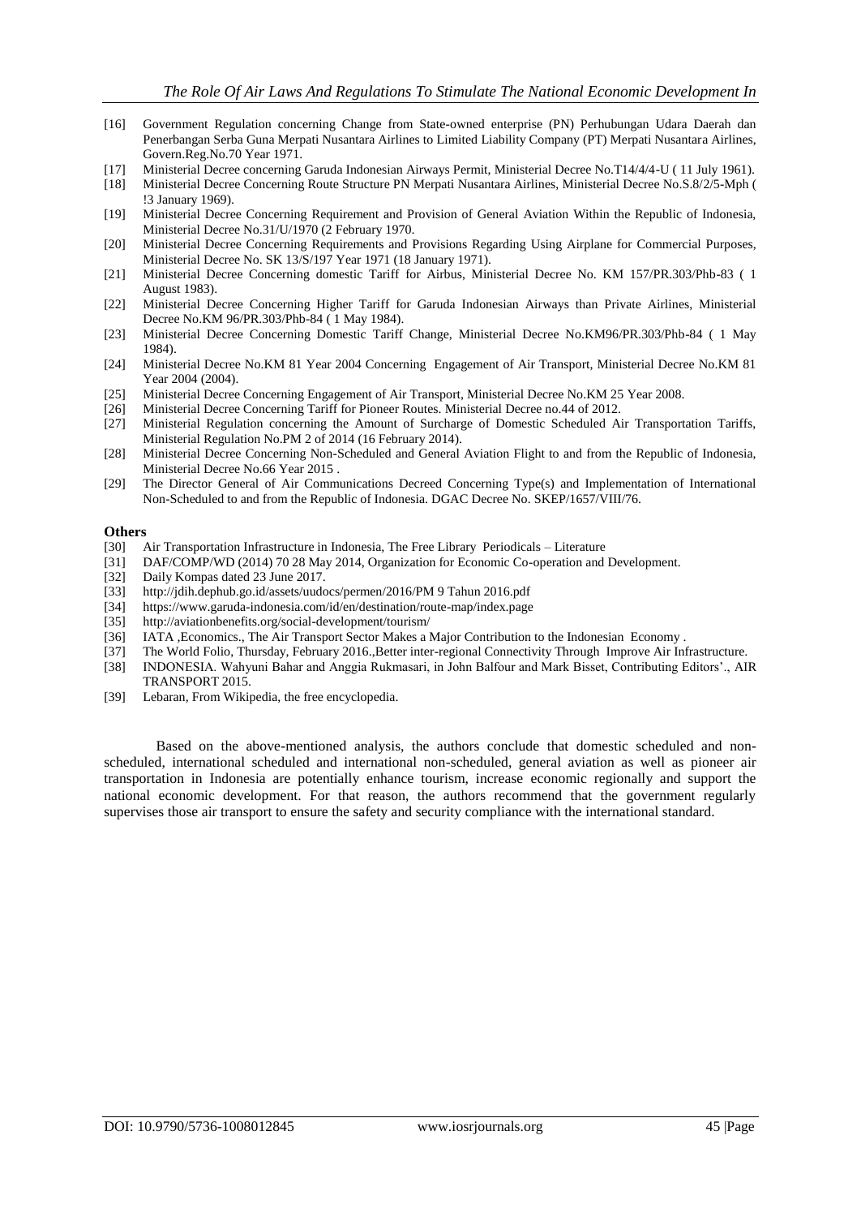[16] Government Regulation concerning Change from State-owned enterprise (PN) Perhubungan Udara Daerah dan Penerbangan Serba Guna Merpati Nusantara Airlines to Limited Liability Company (PT) Merpati Nusantara Airlines, Govern.Reg.No.70 Year 1971.

[17] Ministerial Decree concerning Garuda Indonesian Airways Permit, Ministerial Decree No.T14/4/4-U ( 11 July 1961).

[18] Ministerial Decree Concerning Route Structure PN Merpati Nusantara Airlines, Ministerial Decree No.S.8/2/5-Mph ( !3 January 1969).

[19] Ministerial Decree Concerning Requirement and Provision of General Aviation Within the Republic of Indonesia, Ministerial Decree No.31/U/1970 (2 February 1970.

[20] Ministerial Decree Concerning Requirements and Provisions Regarding Using Airplane for Commercial Purposes, Ministerial Decree No. SK 13/S/197 Year 1971 (18 January 1971).

[21] Ministerial Decree Concerning domestic Tariff for Airbus, Ministerial Decree No. KM 157/PR.303/Phb-83 ( 1 August 1983).

[22] Ministerial Decree Concerning Higher Tariff for Garuda Indonesian Airways than Private Airlines, Ministerial Decree No.KM 96/PR.303/Phb-84 ( 1 May 1984).

[23] Ministerial Decree Concerning Domestic Tariff Change, Ministerial Decree No.KM96/PR.303/Phb-84 ( 1 May 1984).

[24] Ministerial Decree No.KM 81 Year 2004 Concerning Engagement of Air Transport, Ministerial Decree No.KM 81 Year 2004 (2004).

[25] Ministerial Decree Concerning Engagement of Air Transport, Ministerial Decree No.KM 25 Year 2008.

[26] Ministerial Decree Concerning Tariff for Pioneer Routes. Ministerial Decree no.44 of 2012.

[27] Ministerial Regulation concerning the Amount of Surcharge of Domestic Scheduled Air Transportation Tariffs, Ministerial Regulation No.PM 2 of 2014 (16 February 2014).

[28] Ministerial Decree Concerning Non-Scheduled and General Aviation Flight to and from the Republic of Indonesia, Ministerial Decree No.66 Year 2015 .

[29] The Director General of Air Communications Decreed Concerning Type(s) and Implementation of International Non-Scheduled to and from the Republic of Indonesia. DGAC Decree No. SKEP/1657/VIII/76.

**Others**

[30] Air Transportation Infrastructure in Indonesia, The Free Library Periodicals – Literature

[31] DAF/COMP/WD (2014) 70 28 May 2014, Organization for Economic Co-operation and Development.

[32] Daily Kompas dated 23 June 2017.

[33] http://jdih.dephub.go.id/assets/uudocs/permen/2016/PM 9 Tahun 2016.pdf

[34] https://www.garuda-indonesia.com/id/en/destination/route-map/index.page

[35] http://aviationbenefits.org/social-development/tourism/

[36] IATA ,Economics., The Air Transport Sector Makes a Major Contribution to the Indonesian Economy .

[37] The World Folio, Thursday, February 2016.,Better inter-regional Connectivity Through Improve Air Infrastructure.

[38] INDONESIA. Wahyuni Bahar and Anggia Rukmasari, in John Balfour and Mark Bisset, Contributing Editors'., AIR TRANSPORT 2015.

[39] Lebaran, From Wikipedia, the free encyclopedia.

Based on the above-mentioned analysis, the authors conclude that domestic scheduled and non-scheduled, international scheduled and international non-scheduled, general aviation as well as pioneer air transportation in Indonesia are potentially enhance tourism, increase economic regionally and support the national economic development. For that reason, the authors recommend that the government regularly supervises those air transport to ensure the safety and security compliance with the international standard.